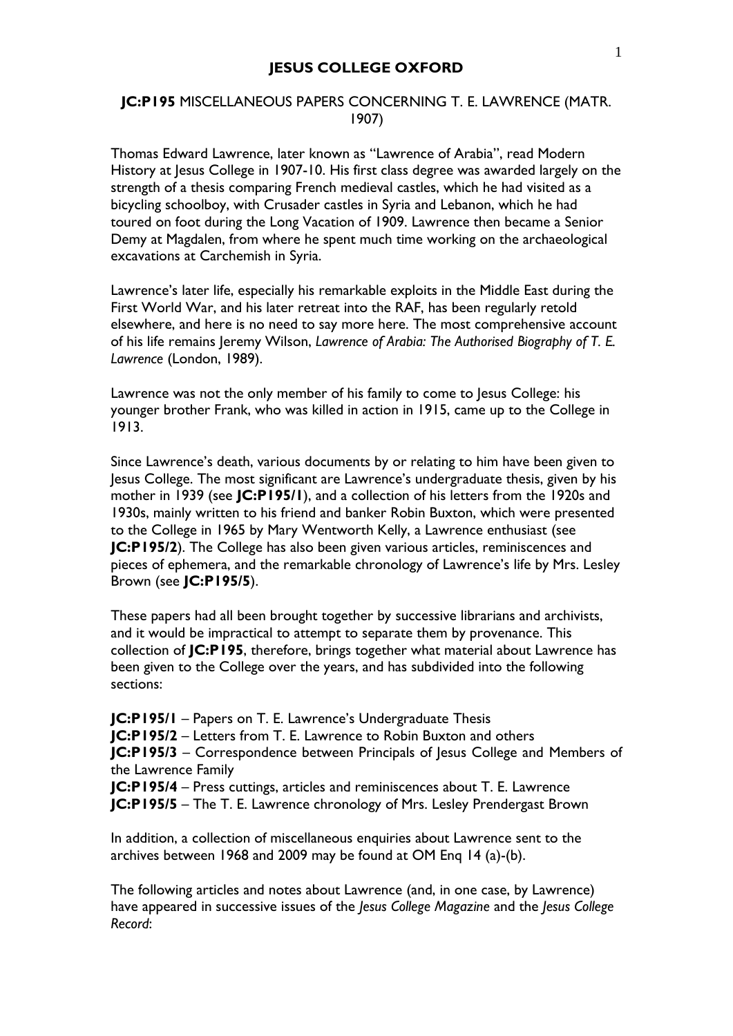# JESUS COLLEGE OXFORD

## JC:P195 MISCELLANEOUS PAPERS CONCERNING T. E. LAWRENCE (MATR. 1907)

Thomas Edward Lawrence, later known as "Lawrence of Arabia", read Modern History at Jesus College in 1907-10. His first class degree was awarded largely on the strength of a thesis comparing French medieval castles, which he had visited as a bicycling schoolboy, with Crusader castles in Syria and Lebanon, which he had toured on foot during the Long Vacation of 1909. Lawrence then became a Senior Demy at Magdalen, from where he spent much time working on the archaeological excavations at Carchemish in Syria.

Lawrence's later life, especially his remarkable exploits in the Middle East during the First World War, and his later retreat into the RAF, has been regularly retold elsewhere, and here is no need to say more here. The most comprehensive account of his life remains Jeremy Wilson, *Lawrence of Arabia: The Authorised Biography of T. E. Lawrence* (London, 1989).

Lawrence was not the only member of his family to come to Jesus College: his younger brother Frank, who was killed in action in 1915, came up to the College in 1913.

Since Lawrence's death, various documents by or relating to him have been given to Jesus College. The most significant are Lawrence's undergraduate thesis, given by his mother in 1939 (see **JC:P195/1**), and a collection of his letters from the 1920s and 1930s, mainly written to his friend and banker Robin Buxton, which were presented to the College in 1965 by Mary Wentworth Kelly, a Lawrence enthusiast (see **JC:P195/2**). The College has also been given various articles, reminiscences and pieces of ephemera, and the remarkable chronology of Lawrence's life by Mrs. Lesley Brown (see **JC:P195/5**).

These papers had all been brought together by successive librarians and archivists, and it would be impractical to attempt to separate them by provenance. This collection of **JC:P195**, therefore, brings together what material about Lawrence has been given to the College over the years, and has subdivided into the following sections:

**JC:P195/1** – Papers on T. E. Lawrence's Undergraduate Thesis
**JC:P195/2** – Letters from T. E. Lawrence to Robin Buxton and others
**JC:P195/3** – Correspondence between Principals of Jesus College and Members of the Lawrence Family
**JC:P195/4** – Press cuttings, articles and reminiscences about T. E. Lawrence
**JC:P195/5** – The T. E. Lawrence chronology of Mrs. Lesley Prendergast Brown

In addition, a collection of miscellaneous enquiries about Lawrence sent to the archives between 1968 and 2009 may be found at OM Enq 14 (a)-(b).

The following articles and notes about Lawrence (and, in one case, by Lawrence) have appeared in successive issues of the *Jesus College Magazine* and the *Jesus College Record*: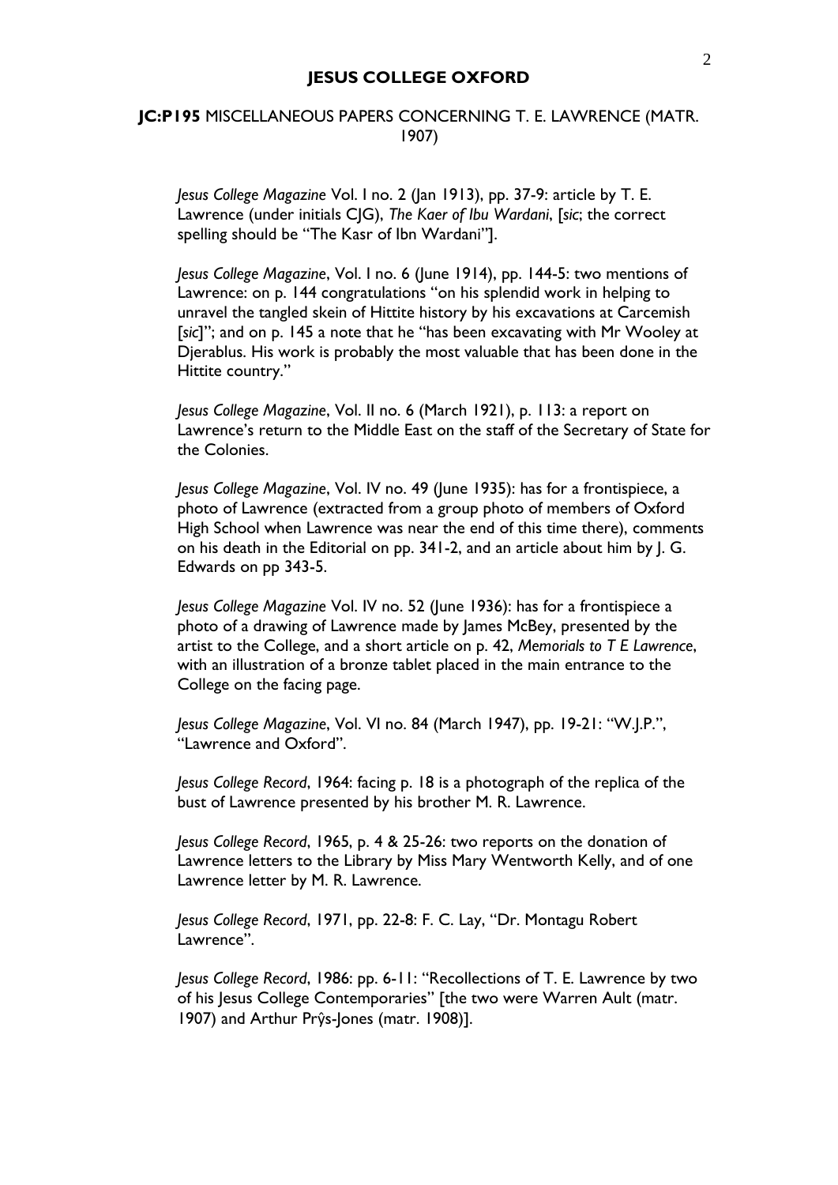# JESUS COLLEGE OXFORD

## JC:P195 MISCELLANEOUS PAPERS CONCERNING T. E. LAWRENCE (MATR. 1907)

*Jesus College Magazine* Vol. I no. 2 (Jan 1913), pp. 37-9: article by T. E. Lawrence (under initials CJG), *The Kaer of Ibu Wardani*, [*sic*; the correct spelling should be "The Kasr of Ibn Wardani"].

*Jesus College Magazine*, Vol. I no. 6 (June 1914), pp. 144-5: two mentions of Lawrence: on p. 144 congratulations "on his splendid work in helping to unravel the tangled skein of Hittite history by his excavations at Carcemish [*sic*]"; and on p. 145 a note that he "has been excavating with Mr Wooley at Djerablus. His work is probably the most valuable that has been done in the Hittite country."

*Jesus College Magazine*, Vol. II no. 6 (March 1921), p. 113: a report on Lawrence's return to the Middle East on the staff of the Secretary of State for the Colonies.

*Jesus College Magazine*, Vol. IV no. 49 (June 1935): has for a frontispiece, a photo of Lawrence (extracted from a group photo of members of Oxford High School when Lawrence was near the end of this time there), comments on his death in the Editorial on pp. 341-2, and an article about him by J. G. Edwards on pp 343-5.

*Jesus College Magazine* Vol. IV no. 52 (June 1936): has for a frontispiece a photo of a drawing of Lawrence made by James McBey, presented by the artist to the College, and a short article on p. 42, *Memorials to T E Lawrence*, with an illustration of a bronze tablet placed in the main entrance to the College on the facing page.

*Jesus College Magazine*, Vol. VI no. 84 (March 1947), pp. 19-21: "W.J.P.", "Lawrence and Oxford".

*Jesus College Record*, 1964: facing p. 18 is a photograph of the replica of the bust of Lawrence presented by his brother M. R. Lawrence.

*Jesus College Record*, 1965, p. 4 & 25-26: two reports on the donation of Lawrence letters to the Library by Miss Mary Wentworth Kelly, and of one Lawrence letter by M. R. Lawrence.

*Jesus College Record*, 1971, pp. 22-8: F. C. Lay, "Dr. Montagu Robert Lawrence".

*Jesus College Record*, 1986: pp. 6-11: "Recollections of T. E. Lawrence by two of his Jesus College Contemporaries" [the two were Warren Ault (matr. 1907) and Arthur Prŷs-Jones (matr. 1908)].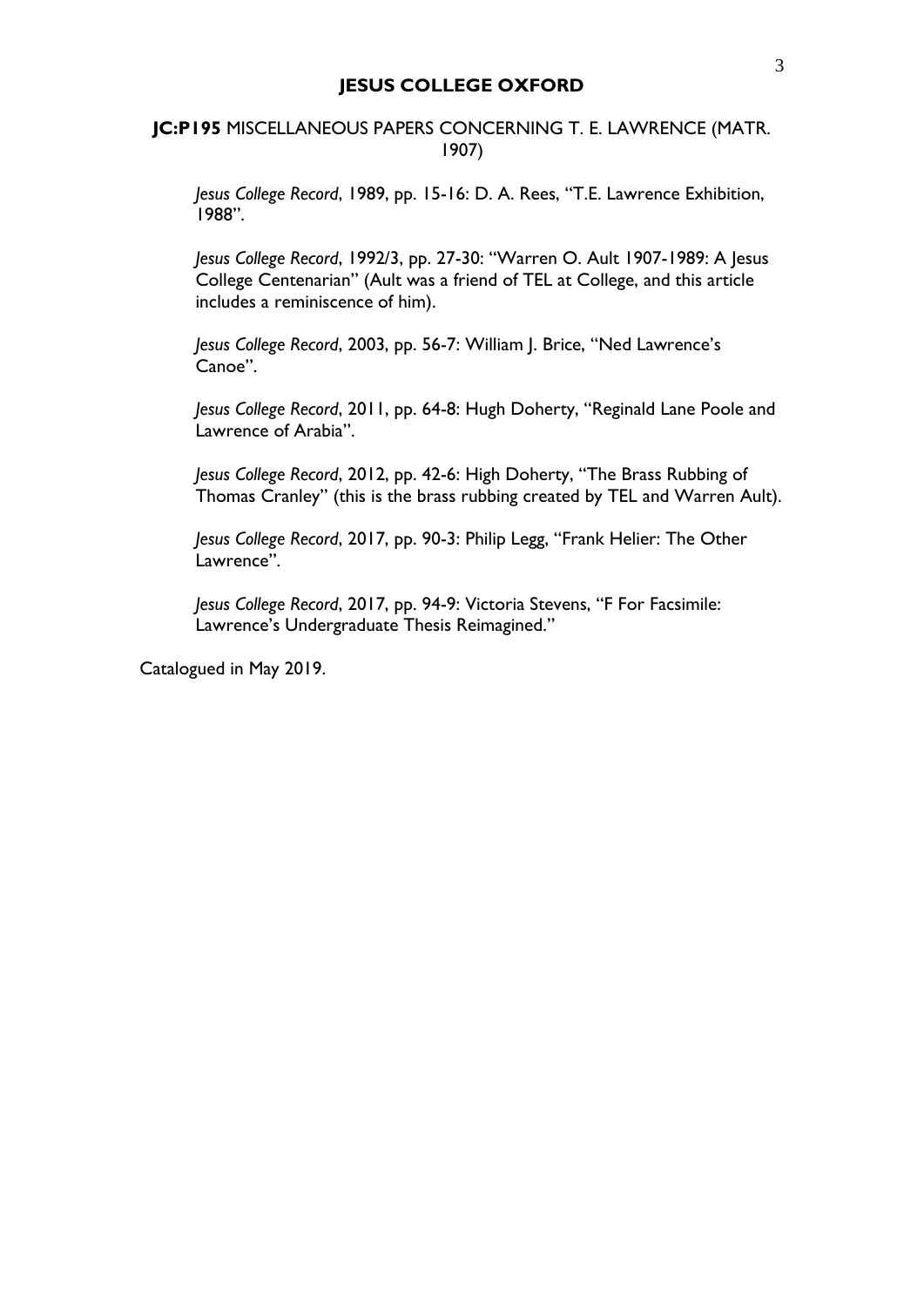**JC:P195** MISCELLANEOUS PAPERS CONCERNING T. E. LAWRENCE (MATR. 1907)

*Jesus College Record*, 1989, pp. 15-16: D. A. Rees, "T.E. Lawrence Exhibition, 1988".

*Jesus College Record*, 1992/3, pp. 27-30: "Warren O. Ault 1907-1989: A Jesus College Centenarian" (Ault was a friend of TEL at College, and this article includes a reminiscence of him).

*Jesus College Record*, 2003, pp. 56-7: William J. Brice, "Ned Lawrence's Canoe".

*Jesus College Record*, 2011, pp. 64-8: Hugh Doherty, "Reginald Lane Poole and Lawrence of Arabia".

*Jesus College Record*, 2012, pp. 42-6: High Doherty, "The Brass Rubbing of Thomas Cranley" (this is the brass rubbing created by TEL and Warren Ault).

*Jesus College Record*, 2017, pp. 90-3: Philip Legg, "Frank Helier: The Other Lawrence".

*Jesus College Record*, 2017, pp. 94-9: Victoria Stevens, "F For Facsimile: Lawrence's Undergraduate Thesis Reimagined."

Catalogued in May 2019.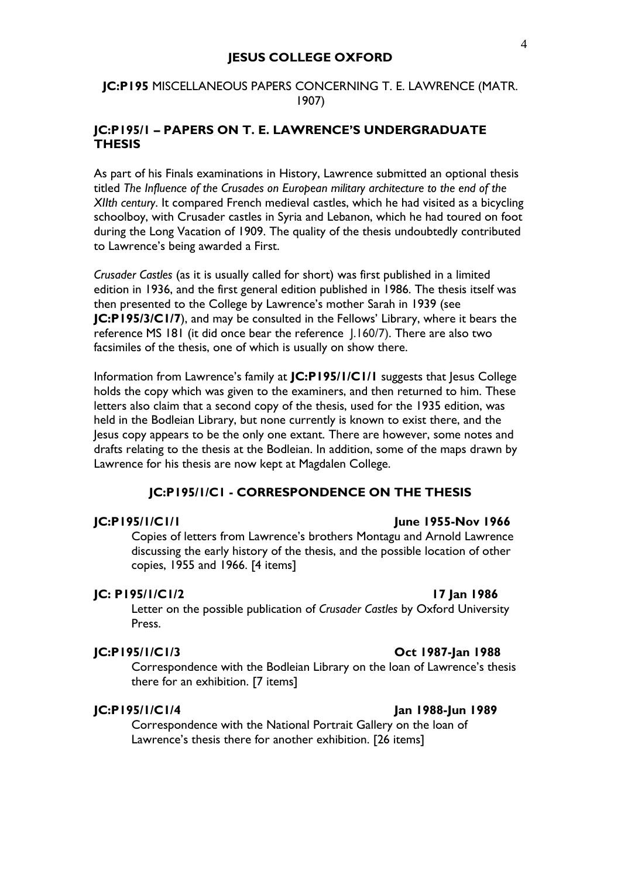# JESUS COLLEGE OXFORD

**JC:P195** MISCELLANEOUS PAPERS CONCERNING T. E. LAWRENCE (MATR. 1907)

## JC:P195/1 – PAPERS ON T. E. LAWRENCE'S UNDERGRADUATE THESIS

As part of his Finals examinations in History, Lawrence submitted an optional thesis titled *The Influence of the Crusades on European military architecture to the end of the XIIth century*. It compared French medieval castles, which he had visited as a bicycling schoolboy, with Crusader castles in Syria and Lebanon, which he had toured on foot during the Long Vacation of 1909. The quality of the thesis undoubtedly contributed to Lawrence's being awarded a First.

*Crusader Castles* (as it is usually called for short) was first published in a limited edition in 1936, and the first general edition published in 1986. The thesis itself was then presented to the College by Lawrence's mother Sarah in 1939 (see **JC:P195/3/C1/7**), and may be consulted in the Fellows' Library, where it bears the reference MS 181 (it did once bear the reference J.160/7). There are also two facsimiles of the thesis, one of which is usually on show there.

Information from Lawrence's family at **JC:P195/1/C1/1** suggests that Jesus College holds the copy which was given to the examiners, and then returned to him. These letters also claim that a second copy of the thesis, used for the 1935 edition, was held in the Bodleian Library, but none currently is known to exist there, and the Jesus copy appears to be the only one extant. There are however, some notes and drafts relating to the thesis at the Bodleian. In addition, some of the maps drawn by Lawrence for his thesis are now kept at Magdalen College.

### JC:P195/1/C1 - CORRESPONDENCE ON THE THESIS

**JC:P195/1/C1/1** **June 1955-Nov 1966**

Copies of letters from Lawrence's brothers Montagu and Arnold Lawrence discussing the early history of the thesis, and the possible location of other copies, 1955 and 1966. [4 items]

**JC: P195/1/C1/2** **17 Jan 1986**

Letter on the possible publication of *Crusader Castles* by Oxford University Press.

**JC:P195/1/C1/3** **Oct 1987-Jan 1988**

Correspondence with the Bodleian Library on the loan of Lawrence's thesis there for an exhibition. [7 items]

**JC:P195/1/C1/4** **Jan 1988-Jun 1989**

Correspondence with the National Portrait Gallery on the loan of Lawrence's thesis there for another exhibition. [26 items]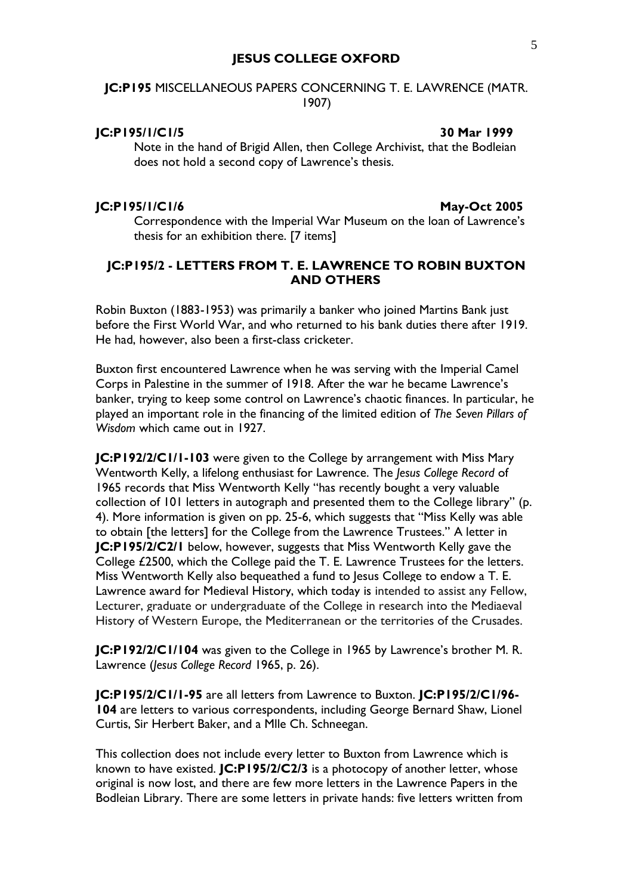## JESUS COLLEGE OXFORD

### JC:P195 MISCELLANEOUS PAPERS CONCERNING T. E. LAWRENCE (MATR. 1907)

**JC:P195/1/C1/5** **30 Mar 1999**

Note in the hand of Brigid Allen, then College Archivist, that the Bodleian does not hold a second copy of Lawrence's thesis.

**JC:P195/1/C1/6** **May-Oct 2005**

Correspondence with the Imperial War Museum on the loan of Lawrence's thesis for an exhibition there. [7 items]

### JC:P195/2 - LETTERS FROM T. E. LAWRENCE TO ROBIN BUXTON AND OTHERS

Robin Buxton (1883-1953) was primarily a banker who joined Martins Bank just before the First World War, and who returned to his bank duties there after 1919. He had, however, also been a first-class cricketer.

Buxton first encountered Lawrence when he was serving with the Imperial Camel Corps in Palestine in the summer of 1918. After the war he became Lawrence's banker, trying to keep some control on Lawrence's chaotic finances. In particular, he played an important role in the financing of the limited edition of *The Seven Pillars of Wisdom* which came out in 1927.

**JC:P192/2/C1/1-103** were given to the College by arrangement with Miss Mary Wentworth Kelly, a lifelong enthusiast for Lawrence. The *Jesus College Record* of 1965 records that Miss Wentworth Kelly "has recently bought a very valuable collection of 101 letters in autograph and presented them to the College library" (p. 4). More information is given on pp. 25-6, which suggests that "Miss Kelly was able to obtain [the letters] for the College from the Lawrence Trustees." A letter in **JC:P195/2/C2/1** below, however, suggests that Miss Wentworth Kelly gave the College £2500, which the College paid the T. E. Lawrence Trustees for the letters. Miss Wentworth Kelly also bequeathed a fund to Jesus College to endow a T. E. Lawrence award for Medieval History, which today is intended to assist any Fellow, Lecturer, graduate or undergraduate of the College in research into the Mediaeval History of Western Europe, the Mediterranean or the territories of the Crusades.

**JC:P192/2/C1/104** was given to the College in 1965 by Lawrence's brother M. R. Lawrence (*Jesus College Record* 1965, p. 26).

**JC:P195/2/C1/1-95** are all letters from Lawrence to Buxton. **JC:P195/2/C1/96-104** are letters to various correspondents, including George Bernard Shaw, Lionel Curtis, Sir Herbert Baker, and a Mlle Ch. Schneegan.

This collection does not include every letter to Buxton from Lawrence which is known to have existed. **JC:P195/2/C2/3** is a photocopy of another letter, whose original is now lost, and there are few more letters in the Lawrence Papers in the Bodleian Library. There are some letters in private hands: five letters written from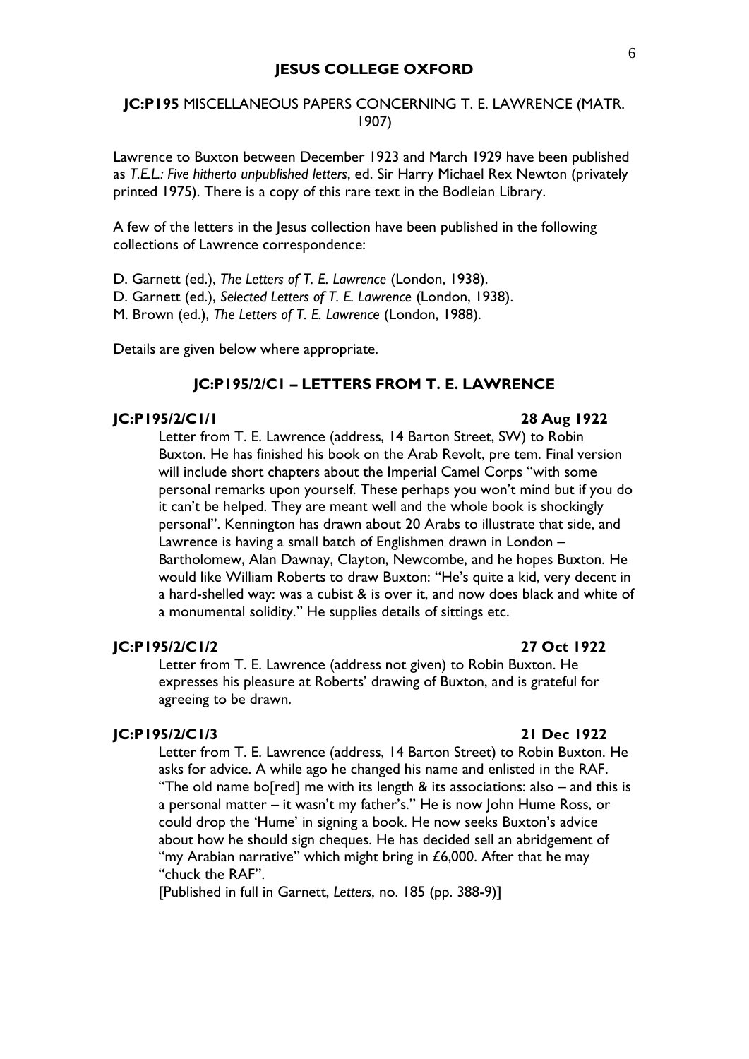# JESUS COLLEGE OXFORD

**JC:P195** MISCELLANEOUS PAPERS CONCERNING T. E. LAWRENCE (MATR. 1907)

Lawrence to Buxton between December 1923 and March 1929 have been published as *T.E.L.: Five hitherto unpublished letters*, ed. Sir Harry Michael Rex Newton (privately printed 1975). There is a copy of this rare text in the Bodleian Library.

A few of the letters in the Jesus collection have been published in the following collections of Lawrence correspondence:

D. Garnett (ed.), *The Letters of T. E. Lawrence* (London, 1938).
D. Garnett (ed.), *Selected Letters of T. E. Lawrence* (London, 1938).
M. Brown (ed.), *The Letters of T. E. Lawrence* (London, 1988).

Details are given below where appropriate.

## JC:P195/2/C1 – LETTERS FROM T. E. LAWRENCE

**JC:P195/2/C1/1** **28 Aug 1922**

Letter from T. E. Lawrence (address, 14 Barton Street, SW) to Robin Buxton. He has finished his book on the Arab Revolt, pre tem. Final version will include short chapters about the Imperial Camel Corps "with some personal remarks upon yourself. These perhaps you won't mind but if you do it can't be helped. They are meant well and the whole book is shockingly personal". Kennington has drawn about 20 Arabs to illustrate that side, and Lawrence is having a small batch of Englishmen drawn in London – Bartholomew, Alan Dawnay, Clayton, Newcombe, and he hopes Buxton. He would like William Roberts to draw Buxton: "He's quite a kid, very decent in a hard-shelled way: was a cubist & is over it, and now does black and white of a monumental solidity." He supplies details of sittings etc.

**JC:P195/2/C1/2** **27 Oct 1922**

Letter from T. E. Lawrence (address not given) to Robin Buxton. He expresses his pleasure at Roberts' drawing of Buxton, and is grateful for agreeing to be drawn.

**JC:P195/2/C1/3** **21 Dec 1922**

Letter from T. E. Lawrence (address, 14 Barton Street) to Robin Buxton. He asks for advice. A while ago he changed his name and enlisted in the RAF. "The old name bo[red] me with its length & its associations: also – and this is a personal matter – it wasn't my father's." He is now John Hume Ross, or could drop the 'Hume' in signing a book. He now seeks Buxton's advice about how he should sign cheques. He has decided sell an abridgement of "my Arabian narrative" which might bring in £6,000. After that he may "chuck the RAF".

[Published in full in Garnett, *Letters*, no. 185 (pp. 388-9)]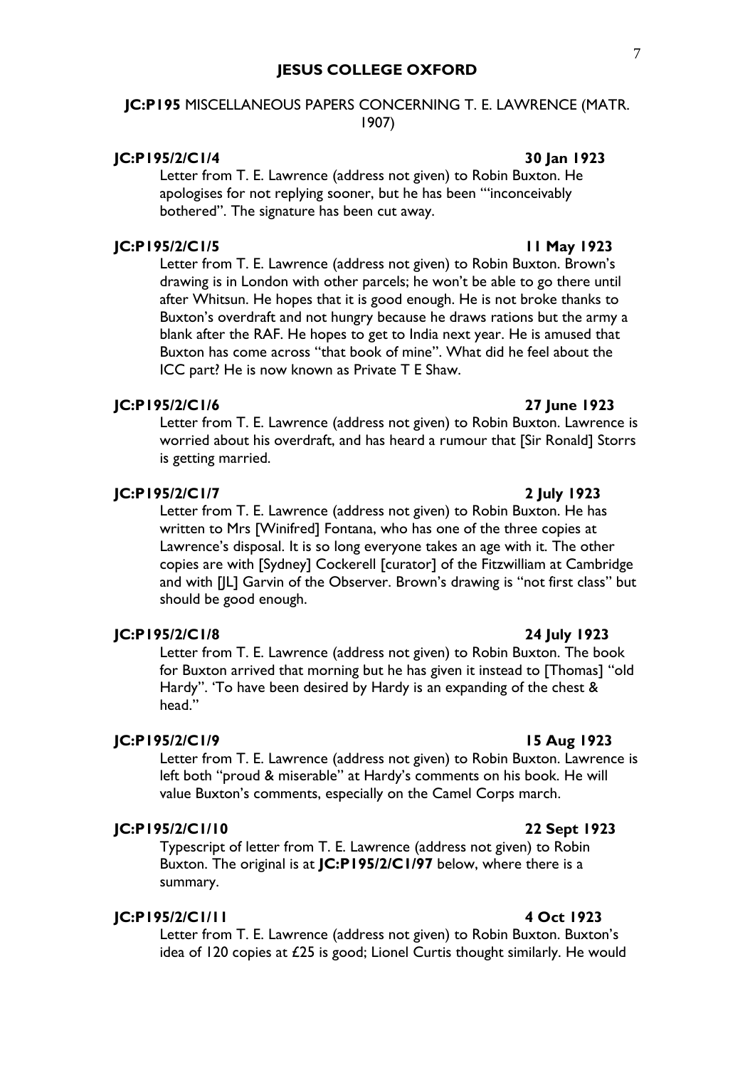**JESUS COLLEGE OXFORD**

**JC:P195** MISCELLANEOUS PAPERS CONCERNING T. E. LAWRENCE (MATR. 1907)

**JC:P195/2/C1/4** **30 Jan 1923**

Letter from T. E. Lawrence (address not given) to Robin Buxton. He apologises for not replying sooner, but he has been "'inconceivably bothered". The signature has been cut away.

**JC:P195/2/C1/5** **11 May 1923**

Letter from T. E. Lawrence (address not given) to Robin Buxton. Brown's drawing is in London with other parcels; he won't be able to go there until after Whitsun. He hopes that it is good enough. He is not broke thanks to Buxton's overdraft and not hungry because he draws rations but the army a blank after the RAF. He hopes to get to India next year. He is amused that Buxton has come across "that book of mine". What did he feel about the ICC part? He is now known as Private T E Shaw.

**JC:P195/2/C1/6** **27 June 1923**

Letter from T. E. Lawrence (address not given) to Robin Buxton. Lawrence is worried about his overdraft, and has heard a rumour that [Sir Ronald] Storrs is getting married.

**JC:P195/2/C1/7** **2 July 1923**

Letter from T. E. Lawrence (address not given) to Robin Buxton. He has written to Mrs [Winifred] Fontana, who has one of the three copies at Lawrence's disposal. It is so long everyone takes an age with it. The other copies are with [Sydney] Cockerell [curator] of the Fitzwilliam at Cambridge and with [JL] Garvin of the Observer. Brown's drawing is "not first class" but should be good enough.

**JC:P195/2/C1/8** **24 July 1923**

Letter from T. E. Lawrence (address not given) to Robin Buxton. The book for Buxton arrived that morning but he has given it instead to [Thomas] "old Hardy". 'To have been desired by Hardy is an expanding of the chest & head."

**JC:P195/2/C1/9** **15 Aug 1923**

Letter from T. E. Lawrence (address not given) to Robin Buxton. Lawrence is left both "proud & miserable" at Hardy's comments on his book. He will value Buxton's comments, especially on the Camel Corps march.

**JC:P195/2/C1/10** **22 Sept 1923**

Typescript of letter from T. E. Lawrence (address not given) to Robin Buxton. The original is at **JC:P195/2/C1/97** below, where there is a summary.

**JC:P195/2/C1/11** **4 Oct 1923**

Letter from T. E. Lawrence (address not given) to Robin Buxton. Buxton's idea of 120 copies at £25 is good; Lionel Curtis thought similarly. He would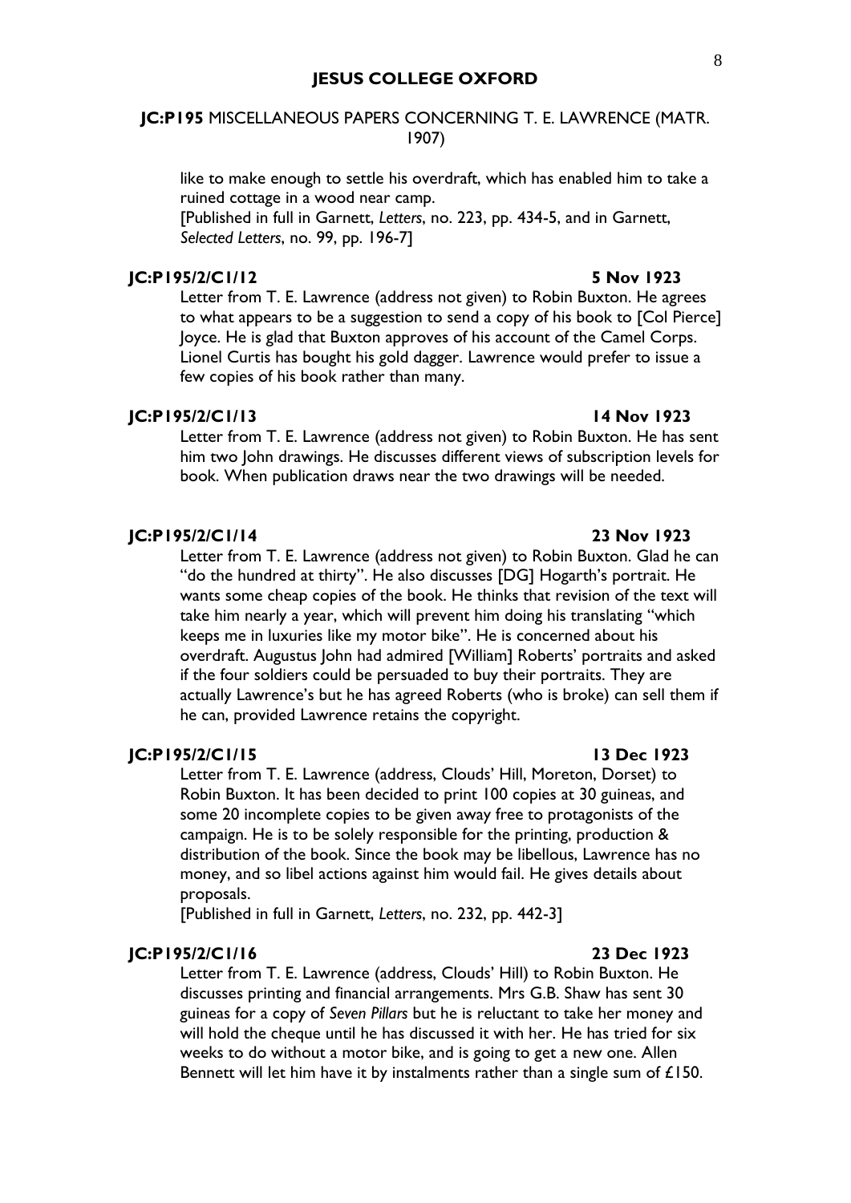like to make enough to settle his overdraft, which has enabled him to take a ruined cottage in a wood near camp.
[Published in full in Garnett, *Letters*, no. 223, pp. 434-5, and in Garnett, *Selected Letters*, no. 99, pp. 196-7]

**JC:P195/2/C1/12** **5 Nov 1923**

Letter from T. E. Lawrence (address not given) to Robin Buxton. He agrees to what appears to be a suggestion to send a copy of his book to [Col Pierce] Joyce. He is glad that Buxton approves of his account of the Camel Corps. Lionel Curtis has bought his gold dagger. Lawrence would prefer to issue a few copies of his book rather than many.

**JC:P195/2/C1/13** **14 Nov 1923**

Letter from T. E. Lawrence (address not given) to Robin Buxton. He has sent him two John drawings. He discusses different views of subscription levels for book. When publication draws near the two drawings will be needed.

**JC:P195/2/C1/14** **23 Nov 1923**

Letter from T. E. Lawrence (address not given) to Robin Buxton. Glad he can "do the hundred at thirty". He also discusses [DG] Hogarth's portrait. He wants some cheap copies of the book. He thinks that revision of the text will take him nearly a year, which will prevent him doing his translating "which keeps me in luxuries like my motor bike". He is concerned about his overdraft. Augustus John had admired [William] Roberts' portraits and asked if the four soldiers could be persuaded to buy their portraits. They are actually Lawrence's but he has agreed Roberts (who is broke) can sell them if he can, provided Lawrence retains the copyright.

**JC:P195/2/C1/15** **13 Dec 1923**

Letter from T. E. Lawrence (address, Clouds' Hill, Moreton, Dorset) to Robin Buxton. It has been decided to print 100 copies at 30 guineas, and some 20 incomplete copies to be given away free to protagonists of the campaign. He is to be solely responsible for the printing, production & distribution of the book. Since the book may be libellous, Lawrence has no money, and so libel actions against him would fail. He gives details about proposals.
[Published in full in Garnett, *Letters*, no. 232, pp. 442-3]

**JC:P195/2/C1/16** **23 Dec 1923**

Letter from T. E. Lawrence (address, Clouds' Hill) to Robin Buxton. He discusses printing and financial arrangements. Mrs G.B. Shaw has sent 30 guineas for a copy of *Seven Pillars* but he is reluctant to take her money and will hold the cheque until he has discussed it with her. He has tried for six weeks to do without a motor bike, and is going to get a new one. Allen Bennett will let him have it by instalments rather than a single sum of £150.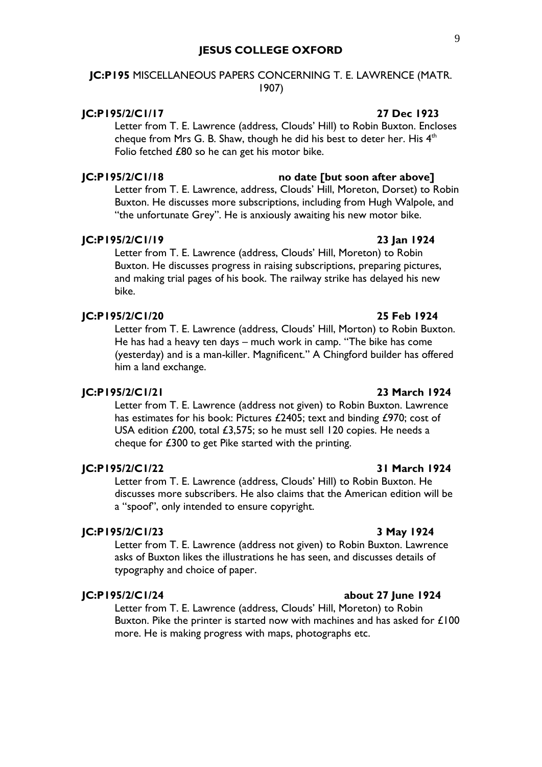**JESUS COLLEGE OXFORD**

**JC:P195** MISCELLANEOUS PAPERS CONCERNING T. E. LAWRENCE (MATR. 1907)

**JC:P195/2/C1/17** **27 Dec 1923**

Letter from T. E. Lawrence (address, Clouds' Hill) to Robin Buxton. Encloses cheque from Mrs G. B. Shaw, though he did his best to deter her. His 4th Folio fetched £80 so he can get his motor bike.

**JC:P195/2/C1/18** **no date [but soon after above]**

Letter from T. E. Lawrence, address, Clouds' Hill, Moreton, Dorset) to Robin Buxton. He discusses more subscriptions, including from Hugh Walpole, and "the unfortunate Grey". He is anxiously awaiting his new motor bike.

**JC:P195/2/C1/19** **23 Jan 1924**

Letter from T. E. Lawrence (address, Clouds' Hill, Moreton) to Robin Buxton. He discusses progress in raising subscriptions, preparing pictures, and making trial pages of his book. The railway strike has delayed his new bike.

**JC:P195/2/C1/20** **25 Feb 1924**

Letter from T. E. Lawrence (address, Clouds' Hill, Morton) to Robin Buxton. He has had a heavy ten days – much work in camp. "The bike has come (yesterday) and is a man-killer. Magnificent." A Chingford builder has offered him a land exchange.

**JC:P195/2/C1/21** **23 March 1924**

Letter from T. E. Lawrence (address not given) to Robin Buxton. Lawrence has estimates for his book: Pictures £2405; text and binding £970; cost of USA edition £200, total £3,575; so he must sell 120 copies. He needs a cheque for £300 to get Pike started with the printing.

**JC:P195/2/C1/22** **31 March 1924**

Letter from T. E. Lawrence (address, Clouds' Hill) to Robin Buxton. He discusses more subscribers. He also claims that the American edition will be a "spoof", only intended to ensure copyright.

**JC:P195/2/C1/23** **3 May 1924**

Letter from T. E. Lawrence (address not given) to Robin Buxton. Lawrence asks of Buxton likes the illustrations he has seen, and discusses details of typography and choice of paper.

**JC:P195/2/C1/24** **about 27 June 1924**

Letter from T. E. Lawrence (address, Clouds' Hill, Moreton) to Robin Buxton. Pike the printer is started now with machines and has asked for £100 more. He is making progress with maps, photographs etc.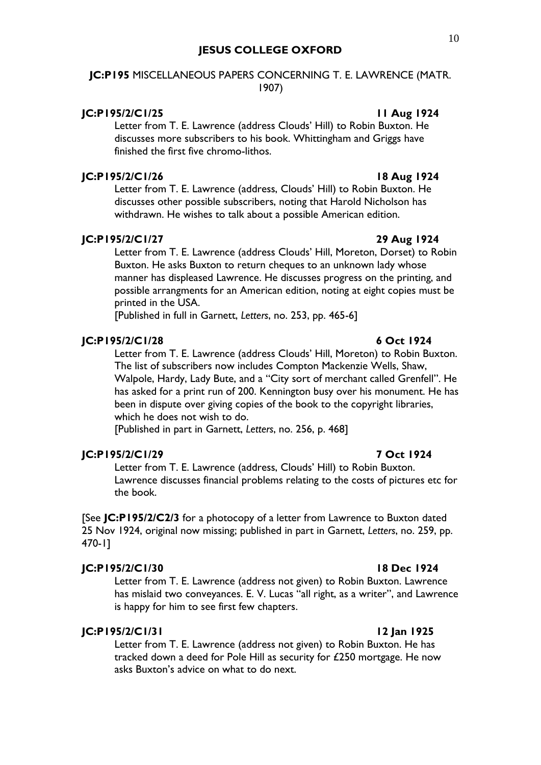# JESUS COLLEGE OXFORD

**JC:P195** MISCELLANEOUS PAPERS CONCERNING T. E. LAWRENCE (MATR. 1907)

**JC:P195/2/C1/25** **11 Aug 1924**

Letter from T. E. Lawrence (address Clouds' Hill) to Robin Buxton. He discusses more subscribers to his book. Whittingham and Griggs have finished the first five chromo-lithos.

**JC:P195/2/C1/26** **18 Aug 1924**

Letter from T. E. Lawrence (address, Clouds' Hill) to Robin Buxton. He discusses other possible subscribers, noting that Harold Nicholson has withdrawn. He wishes to talk about a possible American edition.

**JC:P195/2/C1/27** **29 Aug 1924**

Letter from T. E. Lawrence (address Clouds' Hill, Moreton, Dorset) to Robin Buxton. He asks Buxton to return cheques to an unknown lady whose manner has displeased Lawrence. He discusses progress on the printing, and possible arrangments for an American edition, noting at eight copies must be printed in the USA.

[Published in full in Garnett, *Letters*, no. 253, pp. 465-6]

**JC:P195/2/C1/28** **6 Oct 1924**

Letter from T. E. Lawrence (address Clouds' Hill, Moreton) to Robin Buxton. The list of subscribers now includes Compton Mackenzie Wells, Shaw, Walpole, Hardy, Lady Bute, and a "City sort of merchant called Grenfell". He has asked for a print run of 200. Kennington busy over his monument. He has been in dispute over giving copies of the book to the copyright libraries, which he does not wish to do.

[Published in part in Garnett, *Letters*, no. 256, p. 468]

**JC:P195/2/C1/29** **7 Oct 1924**

Letter from T. E. Lawrence (address, Clouds' Hill) to Robin Buxton. Lawrence discusses financial problems relating to the costs of pictures etc for the book.

[See **JC:P195/2/C2/3** for a photocopy of a letter from Lawrence to Buxton dated 25 Nov 1924, original now missing; published in part in Garnett, *Letters*, no. 259, pp. 470-1]

**JC:P195/2/C1/30** **18 Dec 1924**

Letter from T. E. Lawrence (address not given) to Robin Buxton. Lawrence has mislaid two conveyances. E. V. Lucas "all right, as a writer", and Lawrence is happy for him to see first few chapters.

**JC:P195/2/C1/31** **12 Jan 1925**

Letter from T. E. Lawrence (address not given) to Robin Buxton. He has tracked down a deed for Pole Hill as security for £250 mortgage. He now asks Buxton's advice on what to do next.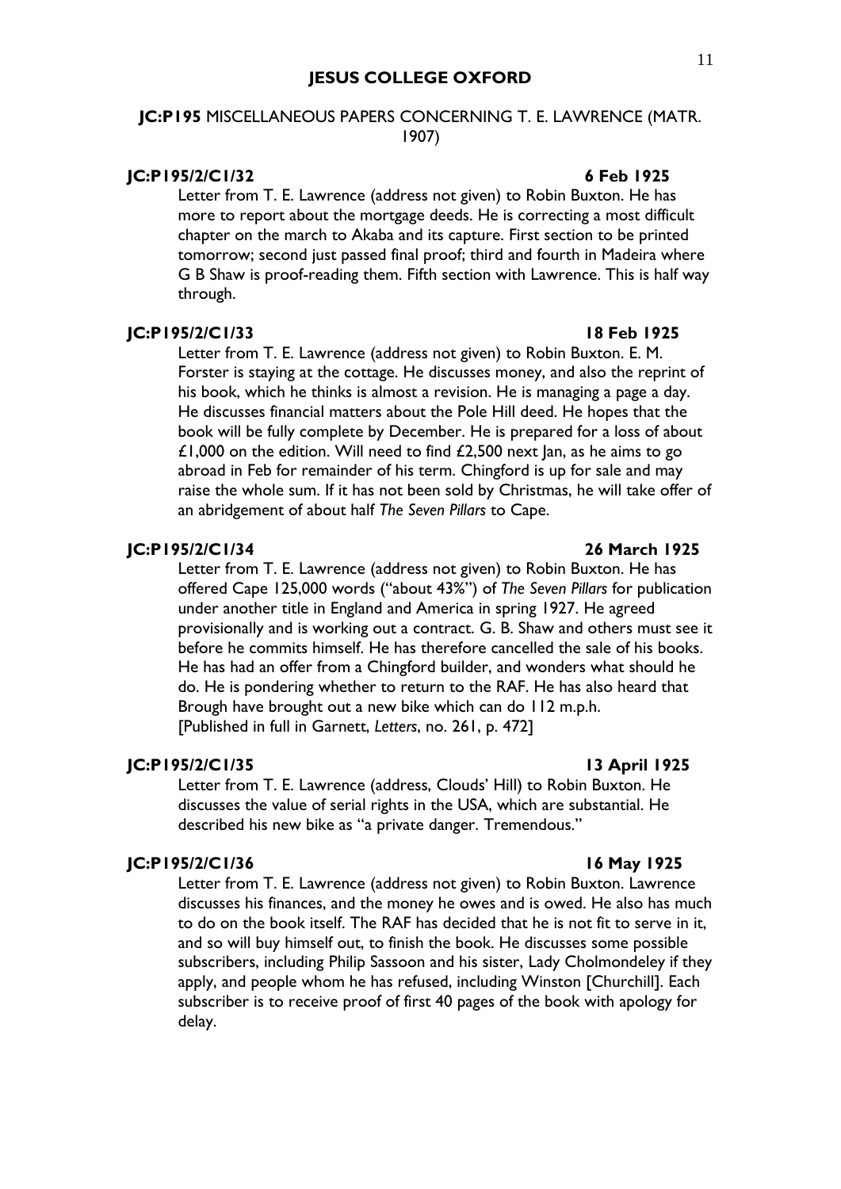# JESUS COLLEGE OXFORD

**JC:P195** MISCELLANEOUS PAPERS CONCERNING T. E. LAWRENCE (MATR. 1907)

**JC:P195/2/C1/32** **6 Feb 1925**

Letter from T. E. Lawrence (address not given) to Robin Buxton. He has more to report about the mortgage deeds. He is correcting a most difficult chapter on the march to Akaba and its capture. First section to be printed tomorrow; second just passed final proof; third and fourth in Madeira where G B Shaw is proof-reading them. Fifth section with Lawrence. This is half way through.

**JC:P195/2/C1/33** **18 Feb 1925**

Letter from T. E. Lawrence (address not given) to Robin Buxton. E. M. Forster is staying at the cottage. He discusses money, and also the reprint of his book, which he thinks is almost a revision. He is managing a page a day. He discusses financial matters about the Pole Hill deed. He hopes that the book will be fully complete by December. He is prepared for a loss of about £1,000 on the edition. Will need to find £2,500 next Jan, as he aims to go abroad in Feb for remainder of his term. Chingford is up for sale and may raise the whole sum. If it has not been sold by Christmas, he will take offer of an abridgement of about half *The Seven Pillars* to Cape.

**JC:P195/2/C1/34** **26 March 1925**

Letter from T. E. Lawrence (address not given) to Robin Buxton. He has offered Cape 125,000 words ("about 43%") of *The Seven Pillars* for publication under another title in England and America in spring 1927. He agreed provisionally and is working out a contract. G. B. Shaw and others must see it before he commits himself. He has therefore cancelled the sale of his books. He has had an offer from a Chingford builder, and wonders what should he do. He is pondering whether to return to the RAF. He has also heard that Brough have brought out a new bike which can do 112 m.p.h.
[Published in full in Garnett, *Letters*, no. 261, p. 472]

**JC:P195/2/C1/35** **13 April 1925**

Letter from T. E. Lawrence (address, Clouds' Hill) to Robin Buxton. He discusses the value of serial rights in the USA, which are substantial. He described his new bike as "a private danger. Tremendous."

**JC:P195/2/C1/36** **16 May 1925**

Letter from T. E. Lawrence (address not given) to Robin Buxton. Lawrence discusses his finances, and the money he owes and is owed. He also has much to do on the book itself. The RAF has decided that he is not fit to serve in it, and so will buy himself out, to finish the book. He discusses some possible subscribers, including Philip Sassoon and his sister, Lady Cholmondeley if they apply, and people whom he has refused, including Winston [Churchill]. Each subscriber is to receive proof of first 40 pages of the book with apology for delay.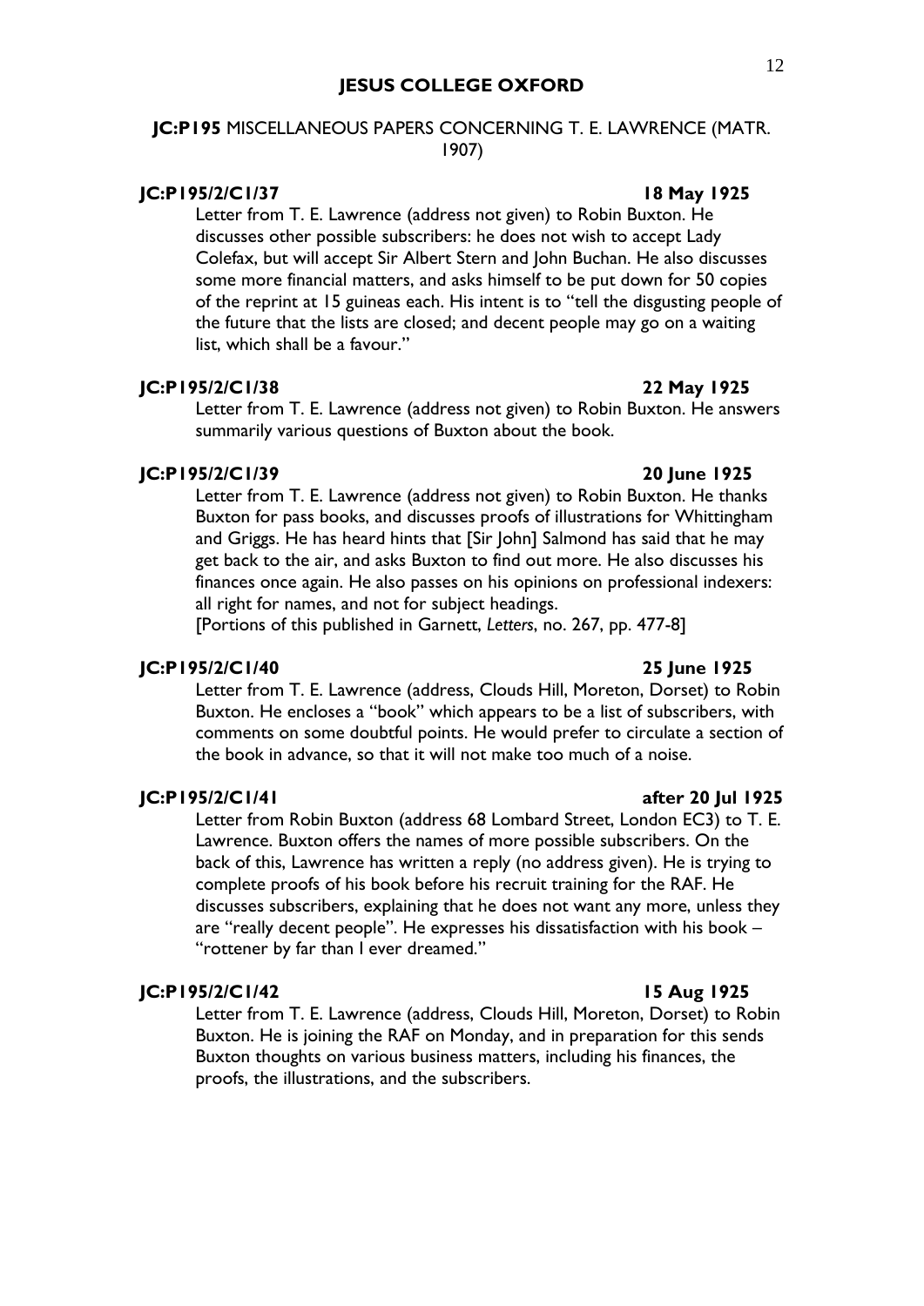**JC:P195** MISCELLANEOUS PAPERS CONCERNING T. E. LAWRENCE (MATR. 1907)

**JC:P195/2/C1/37** **18 May 1925**

Letter from T. E. Lawrence (address not given) to Robin Buxton. He discusses other possible subscribers: he does not wish to accept Lady Colefax, but will accept Sir Albert Stern and John Buchan. He also discusses some more financial matters, and asks himself to be put down for 50 copies of the reprint at 15 guineas each. His intent is to "tell the disgusting people of the future that the lists are closed; and decent people may go on a waiting list, which shall be a favour."

**JC:P195/2/C1/38** **22 May 1925**

Letter from T. E. Lawrence (address not given) to Robin Buxton. He answers summarily various questions of Buxton about the book.

**JC:P195/2/C1/39** **20 June 1925**

Letter from T. E. Lawrence (address not given) to Robin Buxton. He thanks Buxton for pass books, and discusses proofs of illustrations for Whittingham and Griggs. He has heard hints that [Sir John] Salmond has said that he may get back to the air, and asks Buxton to find out more. He also discusses his finances once again. He also passes on his opinions on professional indexers: all right for names, and not for subject headings.

[Portions of this published in Garnett, *Letters*, no. 267, pp. 477-8]

**JC:P195/2/C1/40** **25 June 1925**

Letter from T. E. Lawrence (address, Clouds Hill, Moreton, Dorset) to Robin Buxton. He encloses a "book" which appears to be a list of subscribers, with comments on some doubtful points. He would prefer to circulate a section of the book in advance, so that it will not make too much of a noise.

**JC:P195/2/C1/41** **after 20 Jul 1925**

Letter from Robin Buxton (address 68 Lombard Street, London EC3) to T. E. Lawrence. Buxton offers the names of more possible subscribers. On the back of this, Lawrence has written a reply (no address given). He is trying to complete proofs of his book before his recruit training for the RAF. He discusses subscribers, explaining that he does not want any more, unless they are "really decent people". He expresses his dissatisfaction with his book – "rottener by far than I ever dreamed."

**JC:P195/2/C1/42** **15 Aug 1925**

Letter from T. E. Lawrence (address, Clouds Hill, Moreton, Dorset) to Robin Buxton. He is joining the RAF on Monday, and in preparation for this sends Buxton thoughts on various business matters, including his finances, the proofs, the illustrations, and the subscribers.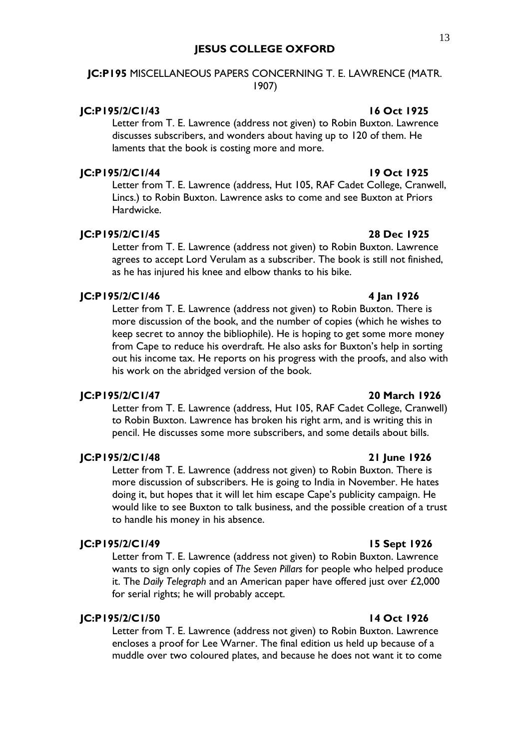# JESUS COLLEGE OXFORD

## JC:P195 MISCELLANEOUS PAPERS CONCERNING T. E. LAWRENCE (MATR. 1907)

**JC:P195/2/C1/43** **16 Oct 1925**

Letter from T. E. Lawrence (address not given) to Robin Buxton. Lawrence discusses subscribers, and wonders about having up to 120 of them. He laments that the book is costing more and more.

**JC:P195/2/C1/44** **19 Oct 1925**

Letter from T. E. Lawrence (address, Hut 105, RAF Cadet College, Cranwell, Lincs.) to Robin Buxton. Lawrence asks to come and see Buxton at Priors Hardwicke.

**JC:P195/2/C1/45** **28 Dec 1925**

Letter from T. E. Lawrence (address not given) to Robin Buxton. Lawrence agrees to accept Lord Verulam as a subscriber. The book is still not finished, as he has injured his knee and elbow thanks to his bike.

**JC:P195/2/C1/46** **4 Jan 1926**

Letter from T. E. Lawrence (address not given) to Robin Buxton. There is more discussion of the book, and the number of copies (which he wishes to keep secret to annoy the bibliophile). He is hoping to get some more money from Cape to reduce his overdraft. He also asks for Buxton's help in sorting out his income tax. He reports on his progress with the proofs, and also with his work on the abridged version of the book.

**JC:P195/2/C1/47** **20 March 1926**

Letter from T. E. Lawrence (address, Hut 105, RAF Cadet College, Cranwell) to Robin Buxton. Lawrence has broken his right arm, and is writing this in pencil. He discusses some more subscribers, and some details about bills.

**JC:P195/2/C1/48** **21 June 1926**

Letter from T. E. Lawrence (address not given) to Robin Buxton. There is more discussion of subscribers. He is going to India in November. He hates doing it, but hopes that it will let him escape Cape's publicity campaign. He would like to see Buxton to talk business, and the possible creation of a trust to handle his money in his absence.

**JC:P195/2/C1/49** **15 Sept 1926**

Letter from T. E. Lawrence (address not given) to Robin Buxton. Lawrence wants to sign only copies of *The Seven Pillars* for people who helped produce it. The *Daily Telegraph* and an American paper have offered just over £2,000 for serial rights; he will probably accept.

**JC:P195/2/C1/50** **14 Oct 1926**

Letter from T. E. Lawrence (address not given) to Robin Buxton. Lawrence encloses a proof for Lee Warner. The final edition us held up because of a muddle over two coloured plates, and because he does not want it to come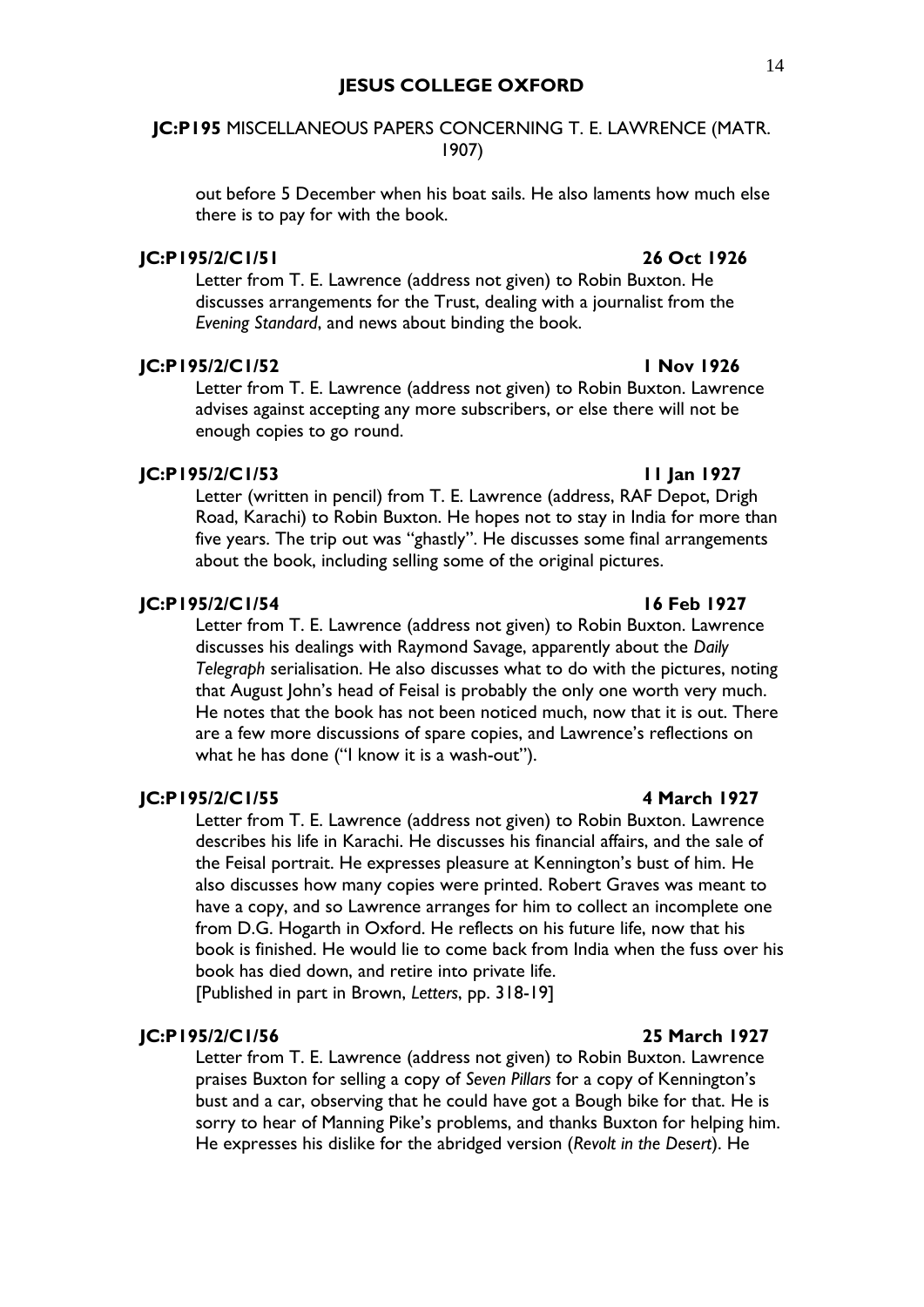out before 5 December when his boat sails. He also laments how much else there is to pay for with the book.

**JC:P195/2/C1/51** **26 Oct 1926**

Letter from T. E. Lawrence (address not given) to Robin Buxton. He discusses arrangements for the Trust, dealing with a journalist from the *Evening Standard*, and news about binding the book.

**JC:P195/2/C1/52** **1 Nov 1926**

Letter from T. E. Lawrence (address not given) to Robin Buxton. Lawrence advises against accepting any more subscribers, or else there will not be enough copies to go round.

**JC:P195/2/C1/53** **11 Jan 1927**

Letter (written in pencil) from T. E. Lawrence (address, RAF Depot, Drigh Road, Karachi) to Robin Buxton. He hopes not to stay in India for more than five years. The trip out was "ghastly". He discusses some final arrangements about the book, including selling some of the original pictures.

**JC:P195/2/C1/54** **16 Feb 1927**

Letter from T. E. Lawrence (address not given) to Robin Buxton. Lawrence discusses his dealings with Raymond Savage, apparently about the *Daily Telegraph* serialisation. He also discusses what to do with the pictures, noting that August John's head of Feisal is probably the only one worth very much. He notes that the book has not been noticed much, now that it is out. There are a few more discussions of spare copies, and Lawrence's reflections on what he has done ("I know it is a wash-out").

**JC:P195/2/C1/55** **4 March 1927**

Letter from T. E. Lawrence (address not given) to Robin Buxton. Lawrence describes his life in Karachi. He discusses his financial affairs, and the sale of the Feisal portrait. He expresses pleasure at Kennington's bust of him. He also discusses how many copies were printed. Robert Graves was meant to have a copy, and so Lawrence arranges for him to collect an incomplete one from D.G. Hogarth in Oxford. He reflects on his future life, now that his book is finished. He would lie to come back from India when the fuss over his book has died down, and retire into private life.
[Published in part in Brown, *Letters*, pp. 318-19]

**JC:P195/2/C1/56** **25 March 1927**

Letter from T. E. Lawrence (address not given) to Robin Buxton. Lawrence praises Buxton for selling a copy of *Seven Pillars* for a copy of Kennington's bust and a car, observing that he could have got a Bough bike for that. He is sorry to hear of Manning Pike's problems, and thanks Buxton for helping him. He expresses his dislike for the abridged version (*Revolt in the Desert*). He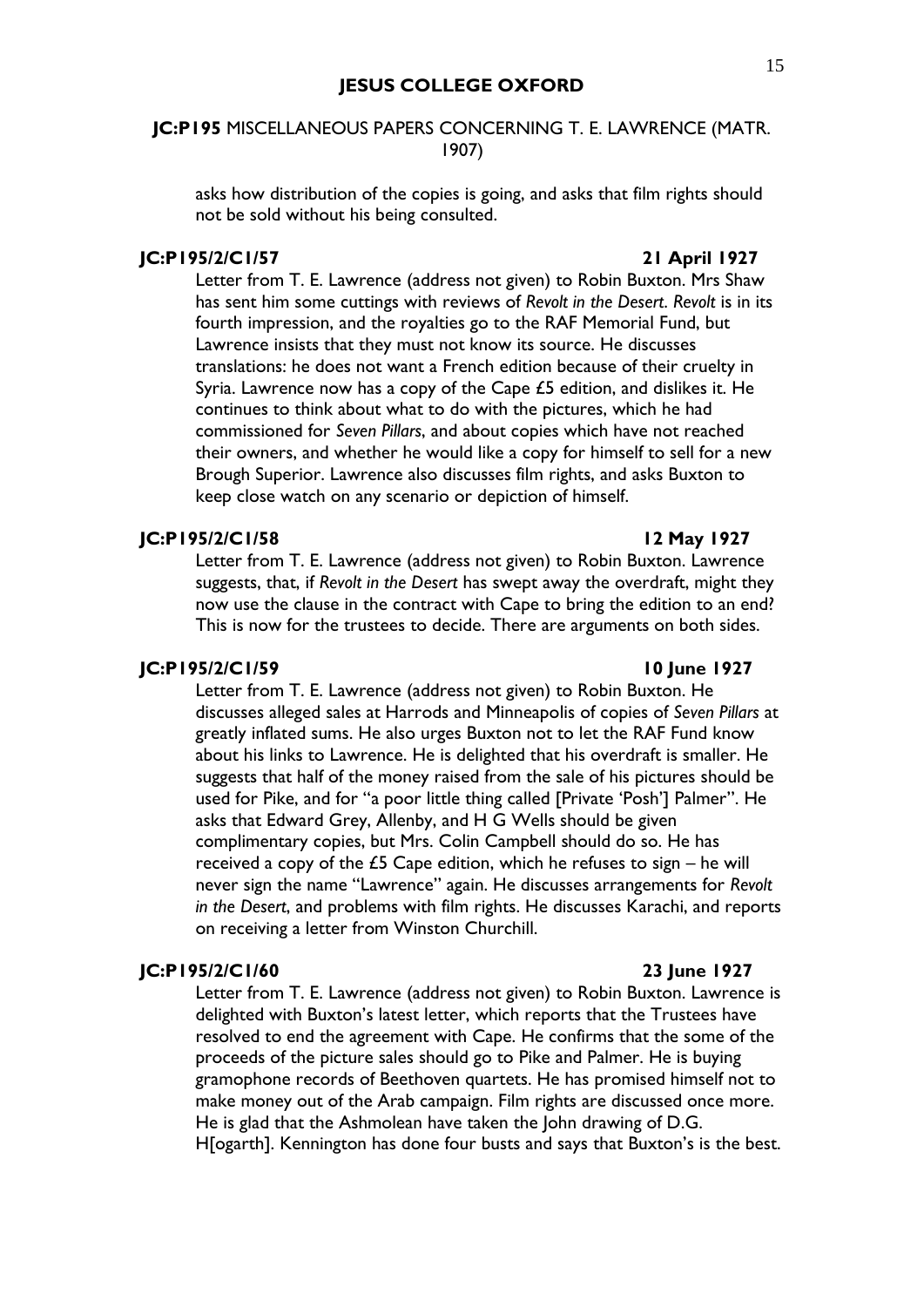asks how distribution of the copies is going, and asks that film rights should not be sold without his being consulted.

**JC:P195/2/C1/57** **21 April 1927**

Letter from T. E. Lawrence (address not given) to Robin Buxton. Mrs Shaw has sent him some cuttings with reviews of *Revolt in the Desert*. *Revolt* is in its fourth impression, and the royalties go to the RAF Memorial Fund, but Lawrence insists that they must not know its source. He discusses translations: he does not want a French edition because of their cruelty in Syria. Lawrence now has a copy of the Cape £5 edition, and dislikes it. He continues to think about what to do with the pictures, which he had commissioned for *Seven Pillars*, and about copies which have not reached their owners, and whether he would like a copy for himself to sell for a new Brough Superior. Lawrence also discusses film rights, and asks Buxton to keep close watch on any scenario or depiction of himself.

**JC:P195/2/C1/58** **12 May 1927**

Letter from T. E. Lawrence (address not given) to Robin Buxton. Lawrence suggests, that, if *Revolt in the Desert* has swept away the overdraft, might they now use the clause in the contract with Cape to bring the edition to an end? This is now for the trustees to decide. There are arguments on both sides.

**JC:P195/2/C1/59** **10 June 1927**

Letter from T. E. Lawrence (address not given) to Robin Buxton. He discusses alleged sales at Harrods and Minneapolis of copies of *Seven Pillars* at greatly inflated sums. He also urges Buxton not to let the RAF Fund know about his links to Lawrence. He is delighted that his overdraft is smaller. He suggests that half of the money raised from the sale of his pictures should be used for Pike, and for "a poor little thing called [Private 'Posh'] Palmer". He asks that Edward Grey, Allenby, and H G Wells should be given complimentary copies, but Mrs. Colin Campbell should do so. He has received a copy of the £5 Cape edition, which he refuses to sign – he will never sign the name "Lawrence" again. He discusses arrangements for *Revolt in the Desert*, and problems with film rights. He discusses Karachi, and reports on receiving a letter from Winston Churchill.

**JC:P195/2/C1/60** **23 June 1927**

Letter from T. E. Lawrence (address not given) to Robin Buxton. Lawrence is delighted with Buxton's latest letter, which reports that the Trustees have resolved to end the agreement with Cape. He confirms that the some of the proceeds of the picture sales should go to Pike and Palmer. He is buying gramophone records of Beethoven quartets. He has promised himself not to make money out of the Arab campaign. Film rights are discussed once more. He is glad that the Ashmolean have taken the John drawing of D.G. H[ogarth]. Kennington has done four busts and says that Buxton's is the best.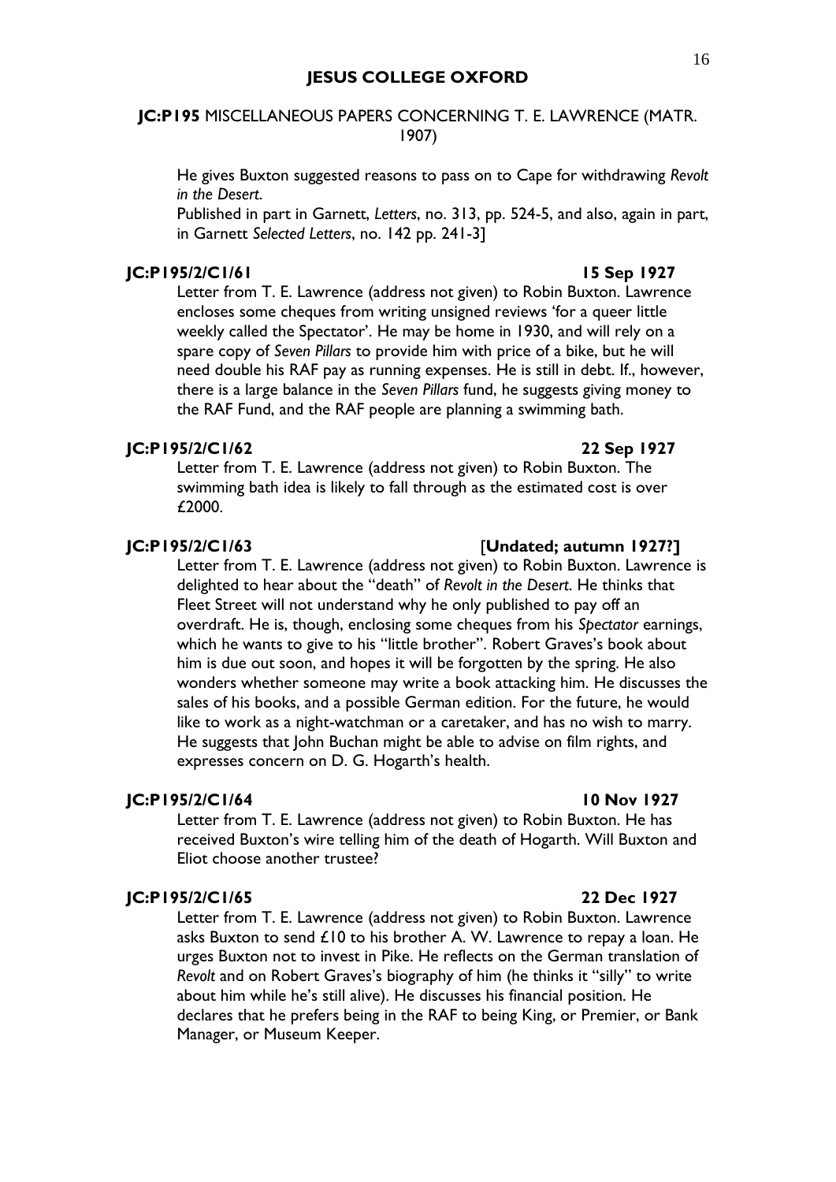He gives Buxton suggested reasons to pass on to Cape for withdrawing *Revolt in the Desert*.

Published in part in Garnett, *Letters*, no. 313, pp. 524-5, and also, again in part, in Garnett *Selected Letters*, no. 142 pp. 241-3]

**JC:P195/2/C1/61** **15 Sep 1927**

Letter from T. E. Lawrence (address not given) to Robin Buxton. Lawrence encloses some cheques from writing unsigned reviews 'for a queer little weekly called the Spectator'. He may be home in 1930, and will rely on a spare copy of *Seven Pillars* to provide him with price of a bike, but he will need double his RAF pay as running expenses. He is still in debt. If., however, there is a large balance in the *Seven Pillars* fund, he suggests giving money to the RAF Fund, and the RAF people are planning a swimming bath.

**JC:P195/2/C1/62** **22 Sep 1927**

Letter from T. E. Lawrence (address not given) to Robin Buxton. The swimming bath idea is likely to fall through as the estimated cost is over £2000.

**JC:P195/2/C1/63** [**Undated; autumn 1927?]**

Letter from T. E. Lawrence (address not given) to Robin Buxton. Lawrence is delighted to hear about the "death" of *Revolt in the Desert*. He thinks that Fleet Street will not understand why he only published to pay off an overdraft. He is, though, enclosing some cheques from his *Spectator* earnings, which he wants to give to his "little brother". Robert Graves's book about him is due out soon, and hopes it will be forgotten by the spring. He also wonders whether someone may write a book attacking him. He discusses the sales of his books, and a possible German edition. For the future, he would like to work as a night-watchman or a caretaker, and has no wish to marry. He suggests that John Buchan might be able to advise on film rights, and expresses concern on D. G. Hogarth's health.

**JC:P195/2/C1/64** **10 Nov 1927**

Letter from T. E. Lawrence (address not given) to Robin Buxton. He has received Buxton's wire telling him of the death of Hogarth. Will Buxton and Eliot choose another trustee?

**JC:P195/2/C1/65** **22 Dec 1927**

Letter from T. E. Lawrence (address not given) to Robin Buxton. Lawrence asks Buxton to send £10 to his brother A. W. Lawrence to repay a loan. He urges Buxton not to invest in Pike. He reflects on the German translation of *Revolt* and on Robert Graves's biography of him (he thinks it "silly" to write about him while he's still alive). He discusses his financial position. He declares that he prefers being in the RAF to being King, or Premier, or Bank Manager, or Museum Keeper.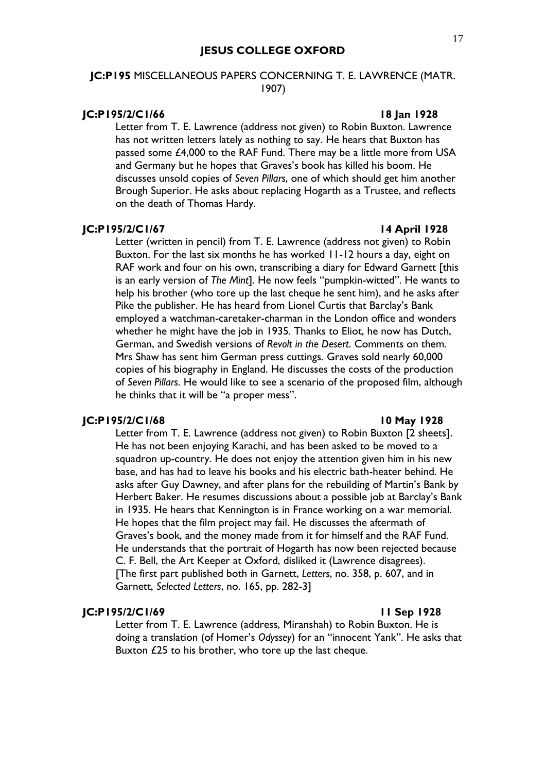**JESUS COLLEGE OXFORD**

**JC:P195** MISCELLANEOUS PAPERS CONCERNING T. E. LAWRENCE (MATR. 1907)

**JC:P195/2/C1/66** **18 Jan 1928**

Letter from T. E. Lawrence (address not given) to Robin Buxton. Lawrence has not written letters lately as nothing to say. He hears that Buxton has passed some £4,000 to the RAF Fund. There may be a little more from USA and Germany but he hopes that Graves's book has killed his boom. He discusses unsold copies of *Seven Pillars*, one of which should get him another Brough Superior. He asks about replacing Hogarth as a Trustee, and reflects on the death of Thomas Hardy.

**JC:P195/2/C1/67** **14 April 1928**

Letter (written in pencil) from T. E. Lawrence (address not given) to Robin Buxton. For the last six months he has worked 11-12 hours a day, eight on RAF work and four on his own, transcribing a diary for Edward Garnett [this is an early version of *The Mint*]. He now feels "pumpkin-witted". He wants to help his brother (who tore up the last cheque he sent him), and he asks after Pike the publisher. He has heard from Lionel Curtis that Barclay's Bank employed a watchman-caretaker-charman in the London office and wonders whether he might have the job in 1935. Thanks to Eliot, he now has Dutch, German, and Swedish versions of *Revolt in the Desert*. Comments on them. Mrs Shaw has sent him German press cuttings. Graves sold nearly 60,000 copies of his biography in England. He discusses the costs of the production of *Seven Pillars*. He would like to see a scenario of the proposed film, although he thinks that it will be "a proper mess".

**JC:P195/2/C1/68** **10 May 1928**

Letter from T. E. Lawrence (address not given) to Robin Buxton [2 sheets]. He has not been enjoying Karachi, and has been asked to be moved to a squadron up-country. He does not enjoy the attention given him in his new base, and has had to leave his books and his electric bath-heater behind. He asks after Guy Dawney, and after plans for the rebuilding of Martin's Bank by Herbert Baker. He resumes discussions about a possible job at Barclay's Bank in 1935. He hears that Kennington is in France working on a war memorial. He hopes that the film project may fail. He discusses the aftermath of Graves's book, and the money made from it for himself and the RAF Fund. He understands that the portrait of Hogarth has now been rejected because C. F. Bell, the Art Keeper at Oxford, disliked it (Lawrence disagrees). [The first part published both in Garnett, *Letters*, no. 358, p. 607, and in Garnett, *Selected Letters*, no. 165, pp. 282-3]

**JC:P195/2/C1/69** **11 Sep 1928**

Letter from T. E. Lawrence (address, Miranshah) to Robin Buxton. He is doing a translation (of Homer's *Odyssey*) for an "innocent Yank". He asks that Buxton £25 to his brother, who tore up the last cheque.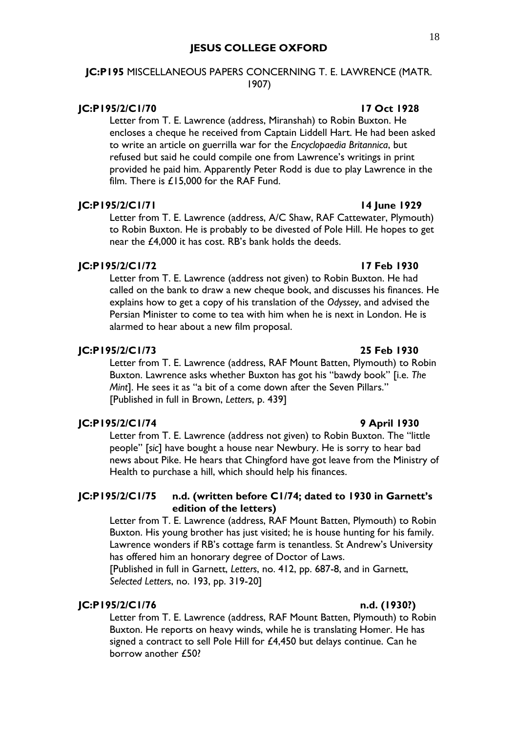**JESUS COLLEGE OXFORD**

**JC:P195** MISCELLANEOUS PAPERS CONCERNING T. E. LAWRENCE (MATR. 1907)

**JC:P195/2/C1/70** **17 Oct 1928**

Letter from T. E. Lawrence (address, Miranshah) to Robin Buxton. He encloses a cheque he received from Captain Liddell Hart. He had been asked to write an article on guerrilla war for the *Encyclopaedia Britannica*, but refused but said he could compile one from Lawrence's writings in print provided he paid him. Apparently Peter Rodd is due to play Lawrence in the film. There is £15,000 for the RAF Fund.

**JC:P195/2/C1/71** **14 June 1929**

Letter from T. E. Lawrence (address, A/C Shaw, RAF Cattewater, Plymouth) to Robin Buxton. He is probably to be divested of Pole Hill. He hopes to get near the £4,000 it has cost. RB's bank holds the deeds.

**JC:P195/2/C1/72** **17 Feb 1930**

Letter from T. E. Lawrence (address not given) to Robin Buxton. He had called on the bank to draw a new cheque book, and discusses his finances. He explains how to get a copy of his translation of the *Odyssey*, and advised the Persian Minister to come to tea with him when he is next in London. He is alarmed to hear about a new film proposal.

**JC:P195/2/C1/73** **25 Feb 1930**

Letter from T. E. Lawrence (address, RAF Mount Batten, Plymouth) to Robin Buxton. Lawrence asks whether Buxton has got his "bawdy book" [i.e. *The Mint*]. He sees it as "a bit of a come down after the Seven Pillars." [Published in full in Brown, *Letters*, p. 439]

**JC:P195/2/C1/74** **9 April 1930**

Letter from T. E. Lawrence (address not given) to Robin Buxton. The "little people" [*sic*] have bought a house near Newbury. He is sorry to hear bad news about Pike. He hears that Chingford have got leave from the Ministry of Health to purchase a hill, which should help his finances.

**JC:P195/2/C1/75** **n.d. (written before C1/74; dated to 1930 in Garnett's edition of the letters)**

Letter from T. E. Lawrence (address, RAF Mount Batten, Plymouth) to Robin Buxton. His young brother has just visited; he is house hunting for his family. Lawrence wonders if RB's cottage farm is tenantless. St Andrew's University has offered him an honorary degree of Doctor of Laws.
[Published in full in Garnett, *Letters*, no. 412, pp. 687-8, and in Garnett, *Selected Letters*, no. 193, pp. 319-20]

**JC:P195/2/C1/76** **n.d. (1930?)**

Letter from T. E. Lawrence (address, RAF Mount Batten, Plymouth) to Robin Buxton. He reports on heavy winds, while he is translating Homer. He has signed a contract to sell Pole Hill for £4,450 but delays continue. Can he borrow another £50?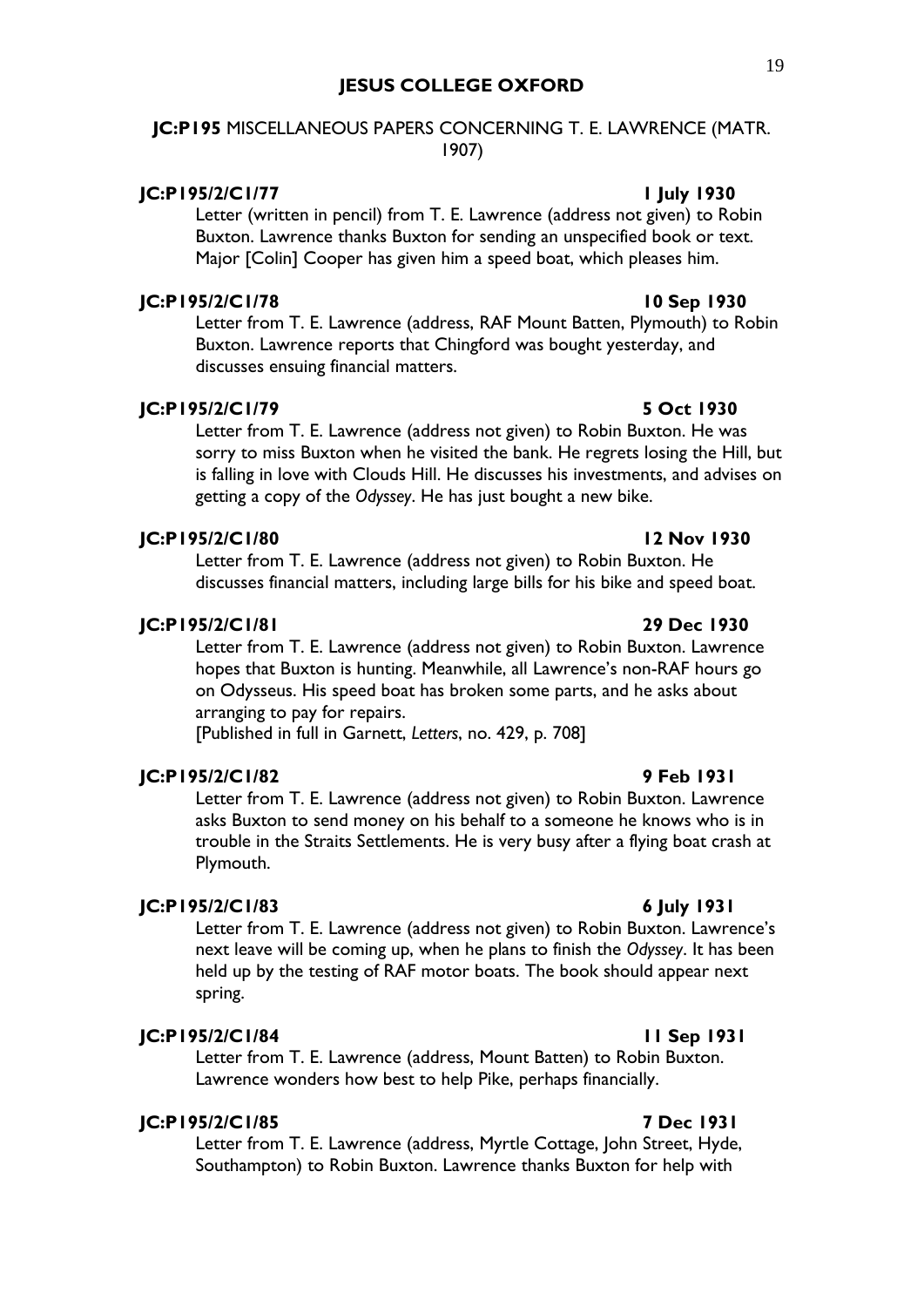**JESUS COLLEGE OXFORD**

**JC:P195** MISCELLANEOUS PAPERS CONCERNING T. E. LAWRENCE (MATR. 1907)

**JC:P195/2/C1/77** **1 July 1930**

Letter (written in pencil) from T. E. Lawrence (address not given) to Robin Buxton. Lawrence thanks Buxton for sending an unspecified book or text. Major [Colin] Cooper has given him a speed boat, which pleases him.

**JC:P195/2/C1/78** **10 Sep 1930**

Letter from T. E. Lawrence (address, RAF Mount Batten, Plymouth) to Robin Buxton. Lawrence reports that Chingford was bought yesterday, and discusses ensuing financial matters.

**JC:P195/2/C1/79** **5 Oct 1930**

Letter from T. E. Lawrence (address not given) to Robin Buxton. He was sorry to miss Buxton when he visited the bank. He regrets losing the Hill, but is falling in love with Clouds Hill. He discusses his investments, and advises on getting a copy of the *Odyssey*. He has just bought a new bike.

**JC:P195/2/C1/80** **12 Nov 1930**

Letter from T. E. Lawrence (address not given) to Robin Buxton. He discusses financial matters, including large bills for his bike and speed boat.

**JC:P195/2/C1/81** **29 Dec 1930**

Letter from T. E. Lawrence (address not given) to Robin Buxton. Lawrence hopes that Buxton is hunting. Meanwhile, all Lawrence's non-RAF hours go on Odysseus. His speed boat has broken some parts, and he asks about arranging to pay for repairs.
[Published in full in Garnett, *Letters*, no. 429, p. 708]

**JC:P195/2/C1/82** **9 Feb 1931**

Letter from T. E. Lawrence (address not given) to Robin Buxton. Lawrence asks Buxton to send money on his behalf to a someone he knows who is in trouble in the Straits Settlements. He is very busy after a flying boat crash at Plymouth.

**JC:P195/2/C1/83** **6 July 1931**

Letter from T. E. Lawrence (address not given) to Robin Buxton. Lawrence's next leave will be coming up, when he plans to finish the *Odyssey*. It has been held up by the testing of RAF motor boats. The book should appear next spring.

**JC:P195/2/C1/84** **11 Sep 1931**

Letter from T. E. Lawrence (address, Mount Batten) to Robin Buxton. Lawrence wonders how best to help Pike, perhaps financially.

**JC:P195/2/C1/85** **7 Dec 1931**

Letter from T. E. Lawrence (address, Myrtle Cottage, John Street, Hyde, Southampton) to Robin Buxton. Lawrence thanks Buxton for help with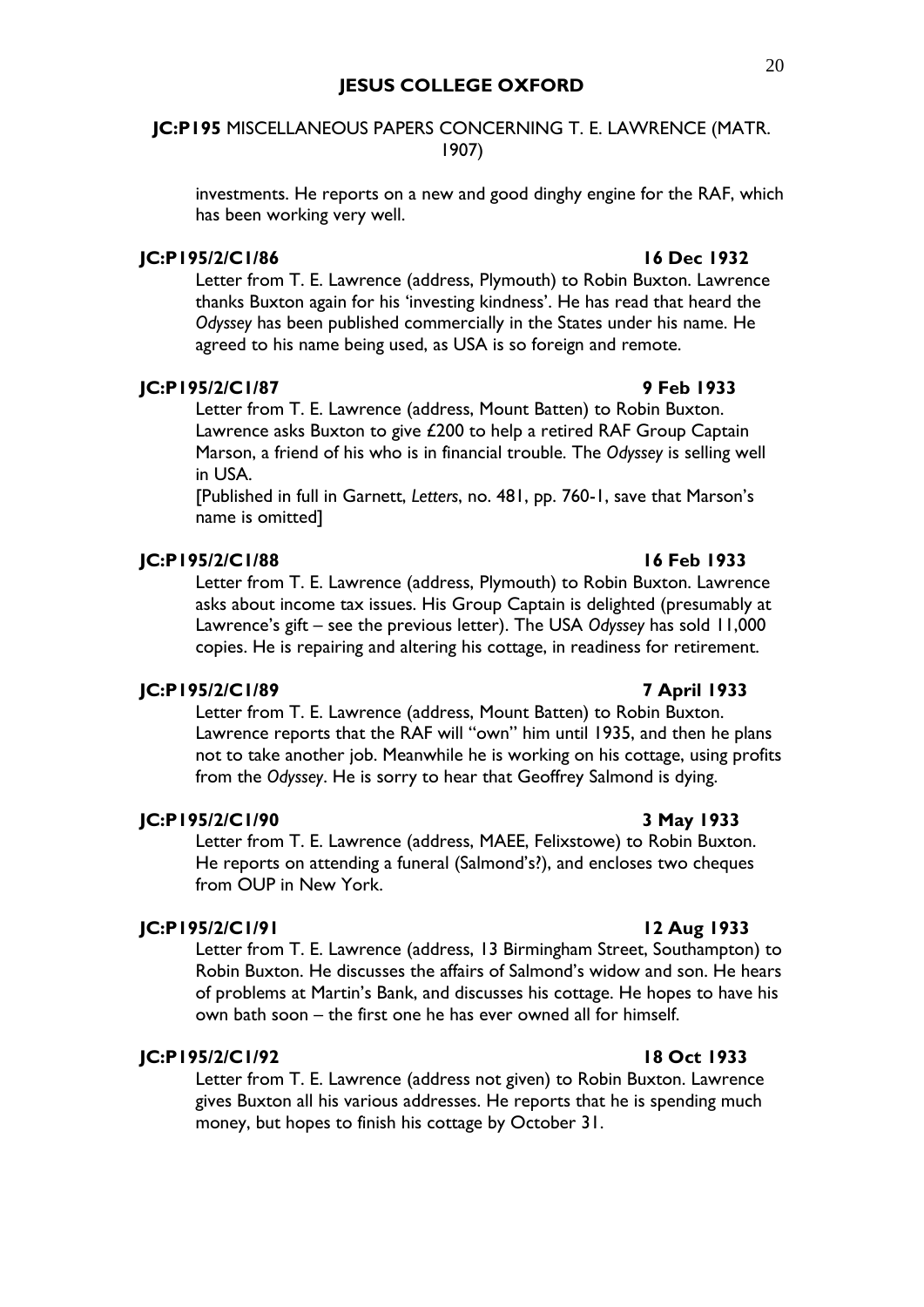investments. He reports on a new and good dinghy engine for the RAF, which has been working very well.

**JC:P195/2/C1/86** **16 Dec 1932**

Letter from T. E. Lawrence (address, Plymouth) to Robin Buxton. Lawrence thanks Buxton again for his 'investing kindness'. He has read that heard the *Odyssey* has been published commercially in the States under his name. He agreed to his name being used, as USA is so foreign and remote.

**JC:P195/2/C1/87** **9 Feb 1933**

Letter from T. E. Lawrence (address, Mount Batten) to Robin Buxton. Lawrence asks Buxton to give £200 to help a retired RAF Group Captain Marson, a friend of his who is in financial trouble. The *Odyssey* is selling well in USA.

[Published in full in Garnett, *Letters*, no. 481, pp. 760-1, save that Marson's name is omitted]

**JC:P195/2/C1/88** **16 Feb 1933**

Letter from T. E. Lawrence (address, Plymouth) to Robin Buxton. Lawrence asks about income tax issues. His Group Captain is delighted (presumably at Lawrence's gift – see the previous letter). The USA *Odyssey* has sold 11,000 copies. He is repairing and altering his cottage, in readiness for retirement.

**JC:P195/2/C1/89** **7 April 1933**

Letter from T. E. Lawrence (address, Mount Batten) to Robin Buxton. Lawrence reports that the RAF will "own" him until 1935, and then he plans not to take another job. Meanwhile he is working on his cottage, using profits from the *Odyssey*. He is sorry to hear that Geoffrey Salmond is dying.

**JC:P195/2/C1/90** **3 May 1933**

Letter from T. E. Lawrence (address, MAEE, Felixstowe) to Robin Buxton. He reports on attending a funeral (Salmond's?), and encloses two cheques from OUP in New York.

**JC:P195/2/C1/91** **12 Aug 1933**

Letter from T. E. Lawrence (address, 13 Birmingham Street, Southampton) to Robin Buxton. He discusses the affairs of Salmond's widow and son. He hears of problems at Martin's Bank, and discusses his cottage. He hopes to have his own bath soon – the first one he has ever owned all for himself.

**JC:P195/2/C1/92** **18 Oct 1933**

Letter from T. E. Lawrence (address not given) to Robin Buxton. Lawrence gives Buxton all his various addresses. He reports that he is spending much money, but hopes to finish his cottage by October 31.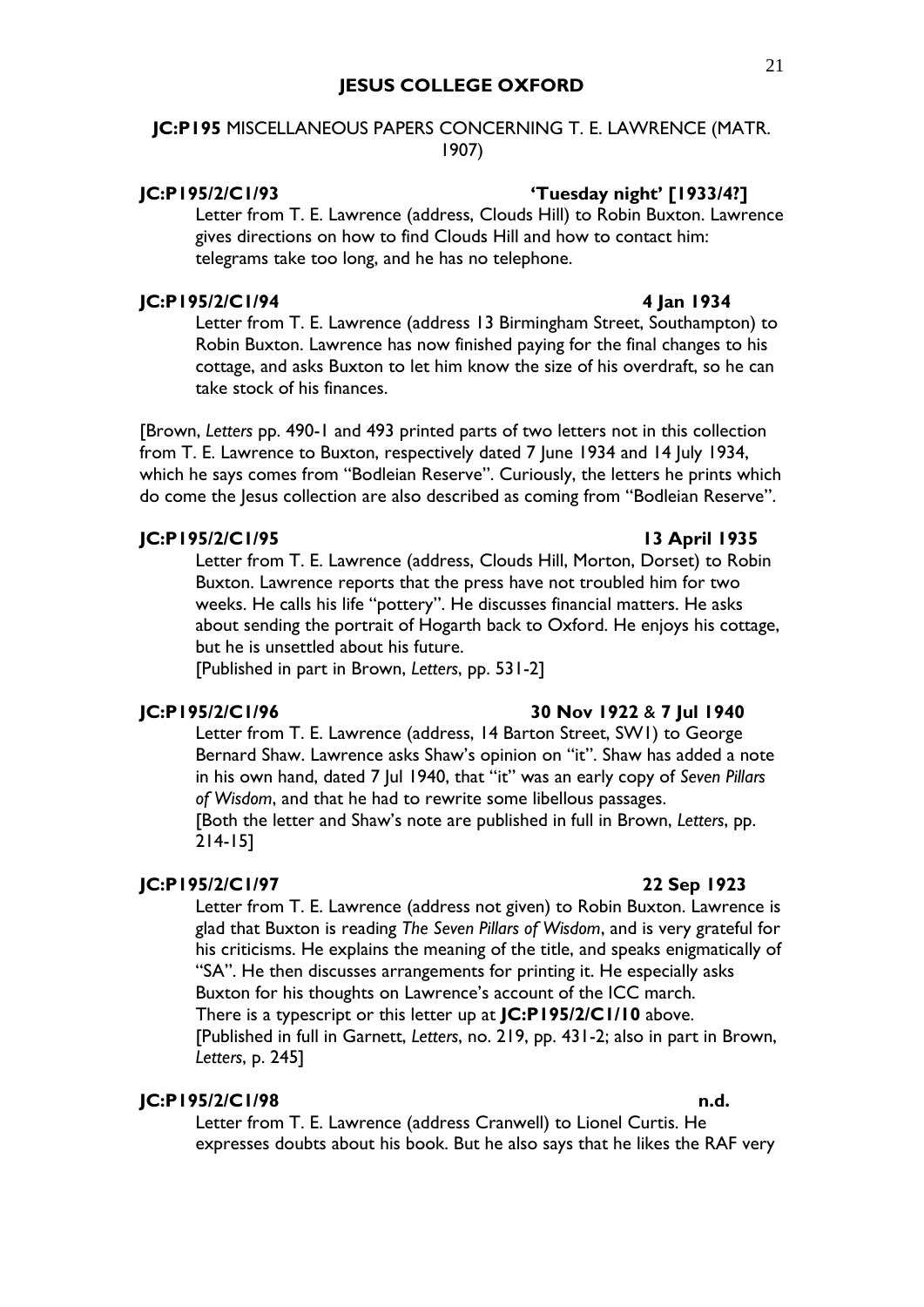# JESUS COLLEGE OXFORD

## JC:P195 MISCELLANEOUS PAPERS CONCERNING T. E. LAWRENCE (MATR. 1907)

**JC:P195/2/C1/93** **'Tuesday night' [1933/4?]**

Letter from T. E. Lawrence (address, Clouds Hill) to Robin Buxton. Lawrence gives directions on how to find Clouds Hill and how to contact him: telegrams take too long, and he has no telephone.

**JC:P195/2/C1/94** **4 Jan 1934**

Letter from T. E. Lawrence (address 13 Birmingham Street, Southampton) to Robin Buxton. Lawrence has now finished paying for the final changes to his cottage, and asks Buxton to let him know the size of his overdraft, so he can take stock of his finances.

[Brown, *Letters* pp. 490-1 and 493 printed parts of two letters not in this collection from T. E. Lawrence to Buxton, respectively dated 7 June 1934 and 14 July 1934, which he says comes from "Bodleian Reserve". Curiously, the letters he prints which do come the Jesus collection are also described as coming from "Bodleian Reserve".

**JC:P195/2/C1/95** **13 April 1935**

Letter from T. E. Lawrence (address, Clouds Hill, Morton, Dorset) to Robin Buxton. Lawrence reports that the press have not troubled him for two weeks. He calls his life "pottery". He discusses financial matters. He asks about sending the portrait of Hogarth back to Oxford. He enjoys his cottage, but he is unsettled about his future.
[Published in part in Brown, *Letters*, pp. 531-2]

**JC:P195/2/C1/96** **30 Nov 1922** & **7 Jul 1940**

Letter from T. E. Lawrence (address, 14 Barton Street, SW1) to George Bernard Shaw. Lawrence asks Shaw's opinion on "it". Shaw has added a note in his own hand, dated 7 Jul 1940, that "it" was an early copy of *Seven Pillars of Wisdom*, and that he had to rewrite some libellous passages.
[Both the letter and Shaw's note are published in full in Brown, *Letters*, pp. 214-15]

**JC:P195/2/C1/97** **22 Sep 1923**

Letter from T. E. Lawrence (address not given) to Robin Buxton. Lawrence is glad that Buxton is reading *The Seven Pillars of Wisdom*, and is very grateful for his criticisms. He explains the meaning of the title, and speaks enigmatically of "SA". He then discusses arrangements for printing it. He especially asks Buxton for his thoughts on Lawrence's account of the ICC march.
There is a typescript or this letter up at **JC:P195/2/C1/10** above.
[Published in full in Garnett, *Letters*, no. 219, pp. 431-2; also in part in Brown, *Letters*, p. 245]

**JC:P195/2/C1/98** **n.d.**

Letter from T. E. Lawrence (address Cranwell) to Lionel Curtis. He expresses doubts about his book. But he also says that he likes the RAF very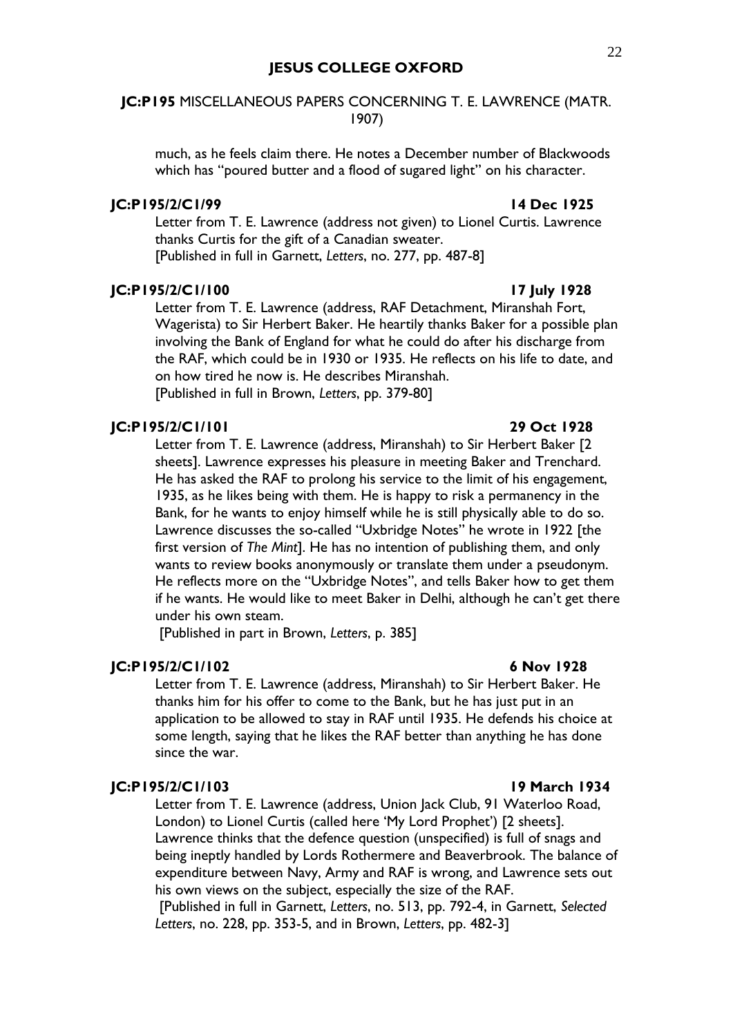much, as he feels claim there. He notes a December number of Blackwoods which has "poured butter and a flood of sugared light" on his character.

**JC:P195/2/C1/99** **14 Dec 1925**

Letter from T. E. Lawrence (address not given) to Lionel Curtis. Lawrence thanks Curtis for the gift of a Canadian sweater.
[Published in full in Garnett, *Letters*, no. 277, pp. 487-8]

**JC:P195/2/C1/100** **17 July 1928**

Letter from T. E. Lawrence (address, RAF Detachment, Miranshah Fort, Wagerista) to Sir Herbert Baker. He heartily thanks Baker for a possible plan involving the Bank of England for what he could do after his discharge from the RAF, which could be in 1930 or 1935. He reflects on his life to date, and on how tired he now is. He describes Miranshah.
[Published in full in Brown, *Letters*, pp. 379-80]

**JC:P195/2/C1/101** **29 Oct 1928**

Letter from T. E. Lawrence (address, Miranshah) to Sir Herbert Baker [2 sheets]. Lawrence expresses his pleasure in meeting Baker and Trenchard. He has asked the RAF to prolong his service to the limit of his engagement, 1935, as he likes being with them. He is happy to risk a permanency in the Bank, for he wants to enjoy himself while he is still physically able to do so. Lawrence discusses the so-called "Uxbridge Notes" he wrote in 1922 [the first version of *The Mint*]. He has no intention of publishing them, and only wants to review books anonymously or translate them under a pseudonym. He reflects more on the "Uxbridge Notes", and tells Baker how to get them if he wants. He would like to meet Baker in Delhi, although he can't get there under his own steam.
[Published in part in Brown, *Letters*, p. 385]

**JC:P195/2/C1/102** **6 Nov 1928**

Letter from T. E. Lawrence (address, Miranshah) to Sir Herbert Baker. He thanks him for his offer to come to the Bank, but he has just put in an application to be allowed to stay in RAF until 1935. He defends his choice at some length, saying that he likes the RAF better than anything he has done since the war.

**JC:P195/2/C1/103** **19 March 1934**

Letter from T. E. Lawrence (address, Union Jack Club, 91 Waterloo Road, London) to Lionel Curtis (called here 'My Lord Prophet') [2 sheets]. Lawrence thinks that the defence question (unspecified) is full of snags and being ineptly handled by Lords Rothermere and Beaverbrook. The balance of expenditure between Navy, Army and RAF is wrong, and Lawrence sets out his own views on the subject, especially the size of the RAF.
[Published in full in Garnett, *Letters*, no. 513, pp. 792-4, in Garnett, *Selected Letters*, no. 228, pp. 353-5, and in Brown, *Letters*, pp. 482-3]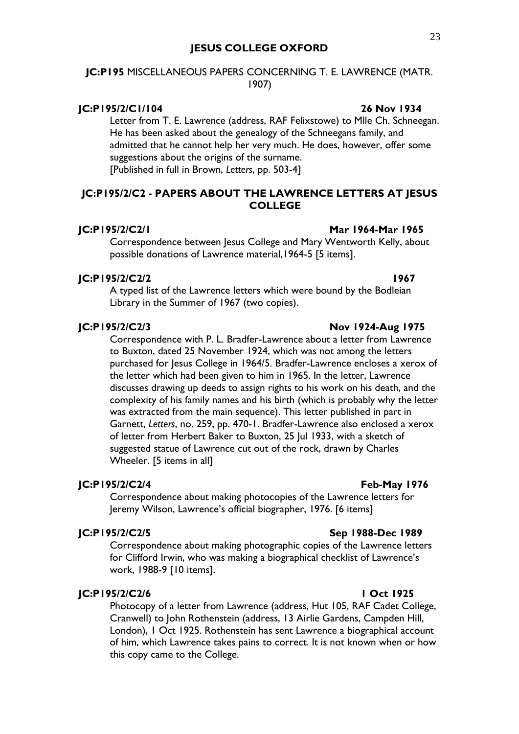# JESUS COLLEGE OXFORD

**JC:P195** MISCELLANEOUS PAPERS CONCERNING T. E. LAWRENCE (MATR. 1907)

**JC:P195/2/C1/104** **26 Nov 1934**

Letter from T. E. Lawrence (address, RAF Felixstowe) to Mlle Ch. Schneegan. He has been asked about the genealogy of the Schneegans family, and admitted that he cannot help her very much. He does, however, offer some suggestions about the origins of the surname.
[Published in full in Brown, *Letters*, pp. 503-4]

## JC:P195/2/C2 - PAPERS ABOUT THE LAWRENCE LETTERS AT JESUS COLLEGE

**JC:P195/2/C2/1** **Mar 1964-Mar 1965**

Correspondence between Jesus College and Mary Wentworth Kelly, about possible donations of Lawrence material,1964-5 [5 items].

**JC:P195/2/C2/2** **1967**

A typed list of the Lawrence letters which were bound by the Bodleian Library in the Summer of 1967 (two copies).

**JC:P195/2/C2/3** **Nov 1924-Aug 1975**

Correspondence with P. L. Bradfer-Lawrence about a letter from Lawrence to Buxton, dated 25 November 1924, which was not among the letters purchased for Jesus College in 1964/5. Bradfer-Lawrence encloses a xerox of the letter which had been given to him in 1965. In the letter, Lawrence discusses drawing up deeds to assign rights to his work on his death, and the complexity of his family names and his birth (which is probably why the letter was extracted from the main sequence). This letter published in part in Garnett, *Letters*, no. 259, pp. 470-1. Bradfer-Lawrence also enclosed a xerox of letter from Herbert Baker to Buxton, 25 Jul 1933, with a sketch of suggested statue of Lawrence cut out of the rock, drawn by Charles Wheeler. [5 items in all]

**JC:P195/2/C2/4** **Feb-May 1976**

Correspondence about making photocopies of the Lawrence letters for Jeremy Wilson, Lawrence's official biographer, 1976. [6 items]

**JC:P195/2/C2/5** **Sep 1988-Dec 1989**

Correspondence about making photographic copies of the Lawrence letters for Clifford Irwin, who was making a biographical checklist of Lawrence's work, 1988-9 [10 items].

**JC:P195/2/C2/6** **1 Oct 1925**

Photocopy of a letter from Lawrence (address, Hut 105, RAF Cadet College, Cranwell) to John Rothenstein (address, 13 Airlie Gardens, Campden Hill, London), 1 Oct 1925. Rothenstein has sent Lawrence a biographical account of him, which Lawrence takes pains to correct. It is not known when or how this copy came to the College.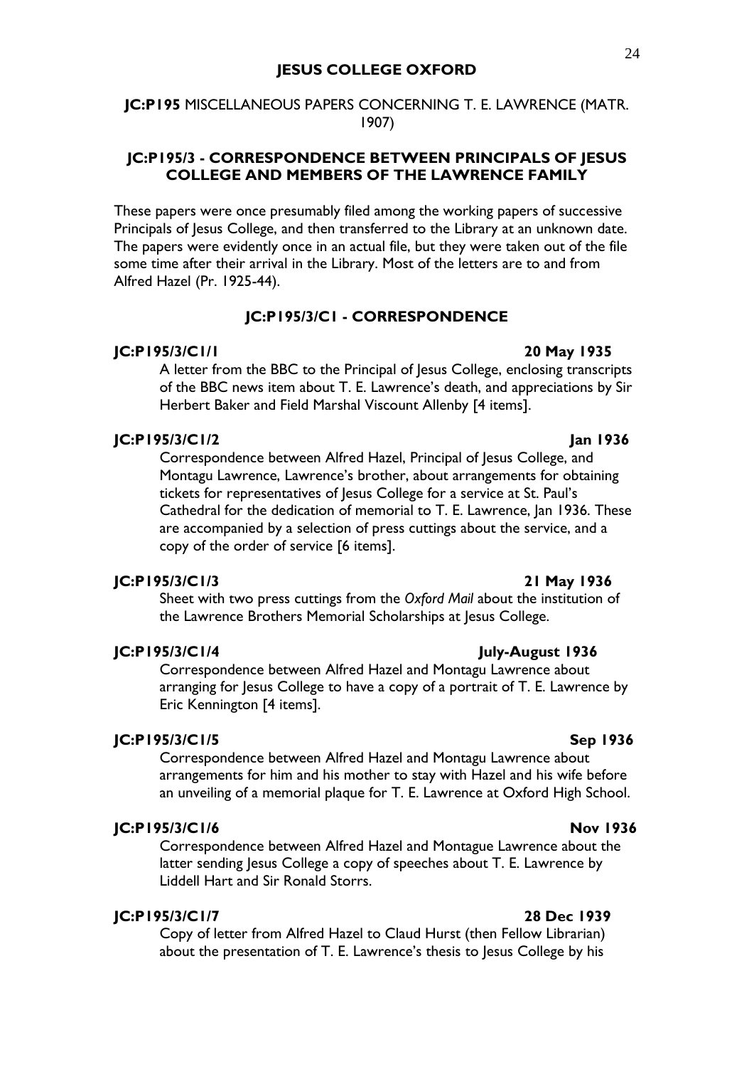# JESUS COLLEGE OXFORD

**JC:P195** MISCELLANEOUS PAPERS CONCERNING T. E. LAWRENCE (MATR. 1907)

## JC:P195/3 - CORRESPONDENCE BETWEEN PRINCIPALS OF JESUS COLLEGE AND MEMBERS OF THE LAWRENCE FAMILY

These papers were once presumably filed among the working papers of successive Principals of Jesus College, and then transferred to the Library at an unknown date. The papers were evidently once in an actual file, but they were taken out of the file some time after their arrival in the Library. Most of the letters are to and from Alfred Hazel (Pr. 1925-44).

### JC:P195/3/C1 - CORRESPONDENCE

**JC:P195/3/C1/1** **20 May 1935**

A letter from the BBC to the Principal of Jesus College, enclosing transcripts of the BBC news item about T. E. Lawrence's death, and appreciations by Sir Herbert Baker and Field Marshal Viscount Allenby [4 items].

**JC:P195/3/C1/2** **Jan 1936**

Correspondence between Alfred Hazel, Principal of Jesus College, and Montagu Lawrence, Lawrence's brother, about arrangements for obtaining tickets for representatives of Jesus College for a service at St. Paul's Cathedral for the dedication of memorial to T. E. Lawrence, Jan 1936. These are accompanied by a selection of press cuttings about the service, and a copy of the order of service [6 items].

**JC:P195/3/C1/3** **21 May 1936**

Sheet with two press cuttings from the *Oxford Mail* about the institution of the Lawrence Brothers Memorial Scholarships at Jesus College.

**JC:P195/3/C1/4** **July-August 1936**

Correspondence between Alfred Hazel and Montagu Lawrence about arranging for Jesus College to have a copy of a portrait of T. E. Lawrence by Eric Kennington [4 items].

**JC:P195/3/C1/5** **Sep 1936**

Correspondence between Alfred Hazel and Montagu Lawrence about arrangements for him and his mother to stay with Hazel and his wife before an unveiling of a memorial plaque for T. E. Lawrence at Oxford High School.

**JC:P195/3/C1/6** **Nov 1936**

Correspondence between Alfred Hazel and Montague Lawrence about the latter sending Jesus College a copy of speeches about T. E. Lawrence by Liddell Hart and Sir Ronald Storrs.

**JC:P195/3/C1/7** **28 Dec 1939**

Copy of letter from Alfred Hazel to Claud Hurst (then Fellow Librarian) about the presentation of T. E. Lawrence's thesis to Jesus College by his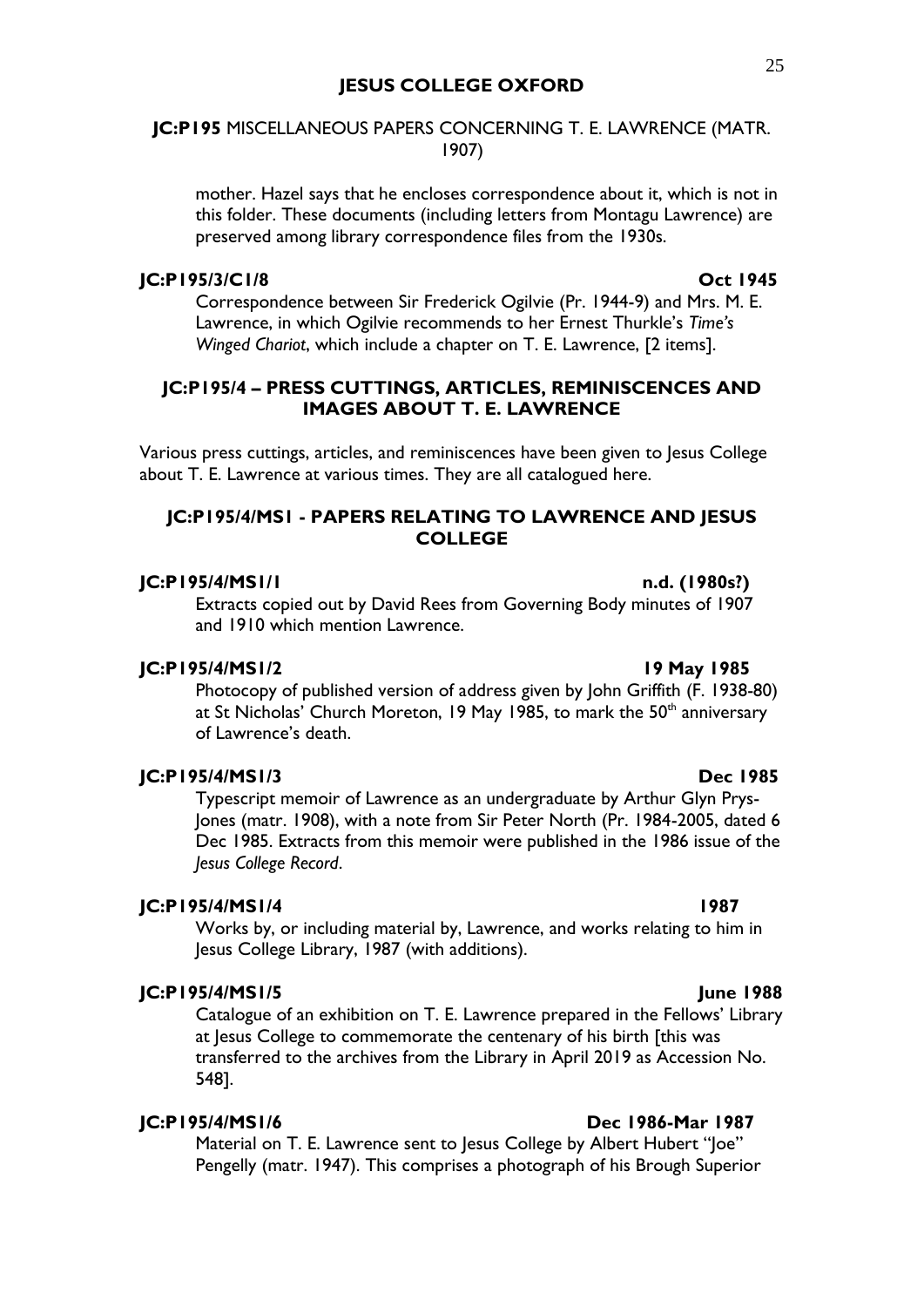mother. Hazel says that he encloses correspondence about it, which is not in this folder. These documents (including letters from Montagu Lawrence) are preserved among library correspondence files from the 1930s.

**JC:P195/3/C1/8** **Oct 1945**

Correspondence between Sir Frederick Ogilvie (Pr. 1944-9) and Mrs. M. E. Lawrence, in which Ogilvie recommends to her Ernest Thurkle's *Time's Winged Chariot*, which include a chapter on T. E. Lawrence, [2 items].

## JC:P195/4 – PRESS CUTTINGS, ARTICLES, REMINISCENCES AND IMAGES ABOUT T. E. LAWRENCE

Various press cuttings, articles, and reminiscences have been given to Jesus College about T. E. Lawrence at various times. They are all catalogued here.

### JC:P195/4/MS1 - PAPERS RELATING TO LAWRENCE AND JESUS COLLEGE

**JC:P195/4/MS1/1** **n.d. (1980s?)**

Extracts copied out by David Rees from Governing Body minutes of 1907 and 1910 which mention Lawrence.

**JC:P195/4/MS1/2** **19 May 1985**

Photocopy of published version of address given by John Griffith (F. 1938-80) at St Nicholas' Church Moreton, 19 May 1985, to mark the 50th anniversary of Lawrence's death.

**JC:P195/4/MS1/3** **Dec 1985**

Typescript memoir of Lawrence as an undergraduate by Arthur Glyn Prys-Jones (matr. 1908), with a note from Sir Peter North (Pr. 1984-2005, dated 6 Dec 1985. Extracts from this memoir were published in the 1986 issue of the *Jesus College Record*.

**JC:P195/4/MS1/4** **1987**

Works by, or including material by, Lawrence, and works relating to him in Jesus College Library, 1987 (with additions).

**JC:P195/4/MS1/5** **June 1988**

Catalogue of an exhibition on T. E. Lawrence prepared in the Fellows' Library at Jesus College to commemorate the centenary of his birth [this was transferred to the archives from the Library in April 2019 as Accession No. 548].

**JC:P195/4/MS1/6** **Dec 1986-Mar 1987**

Material on T. E. Lawrence sent to Jesus College by Albert Hubert "Joe" Pengelly (matr. 1947). This comprises a photograph of his Brough Superior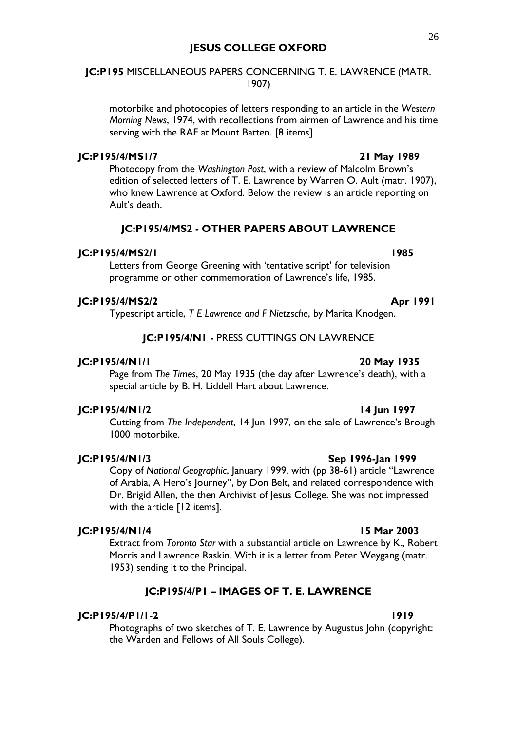motorbike and photocopies of letters responding to an article in the *Western Morning News*, 1974, with recollections from airmen of Lawrence and his time serving with the RAF at Mount Batten. [8 items]

**JC:P195/4/MS1/7** **21 May 1989**

Photocopy from the *Washington Post*, with a review of Malcolm Brown's edition of selected letters of T. E. Lawrence by Warren O. Ault (matr. 1907), who knew Lawrence at Oxford. Below the review is an article reporting on Ault's death.

## JC:P195/4/MS2 - OTHER PAPERS ABOUT LAWRENCE

**JC:P195/4/MS2/1** **1985**

Letters from George Greening with 'tentative script' for television programme or other commemoration of Lawrence's life, 1985.

**JC:P195/4/MS2/2** **Apr 1991**

Typescript article, *T E Lawrence and F Nietzsche*, by Marita Knodgen.

## JC:P195/4/N1 - PRESS CUTTINGS ON LAWRENCE

**JC:P195/4/N1/1** **20 May 1935**

Page from *The Times*, 20 May 1935 (the day after Lawrence's death), with a special article by B. H. Liddell Hart about Lawrence.

**JC:P195/4/N1/2** **14 Jun 1997**

Cutting from *The Independent*, 14 Jun 1997, on the sale of Lawrence's Brough 1000 motorbike.

**JC:P195/4/N1/3** **Sep 1996-Jan 1999**

Copy of *National Geographic*, January 1999, with (pp 38-61) article "Lawrence of Arabia, A Hero's Journey", by Don Belt, and related correspondence with Dr. Brigid Allen, the then Archivist of Jesus College. She was not impressed with the article [12 items].

**JC:P195/4/N1/4** **15 Mar 2003**

Extract from *Toronto Star* with a substantial article on Lawrence by K., Robert Morris and Lawrence Raskin. With it is a letter from Peter Weygang (matr. 1953) sending it to the Principal.

## JC:P195/4/P1 – IMAGES OF T. E. LAWRENCE

**JC:P195/4/P1/1-2** **1919**

Photographs of two sketches of T. E. Lawrence by Augustus John (copyright: the Warden and Fellows of All Souls College).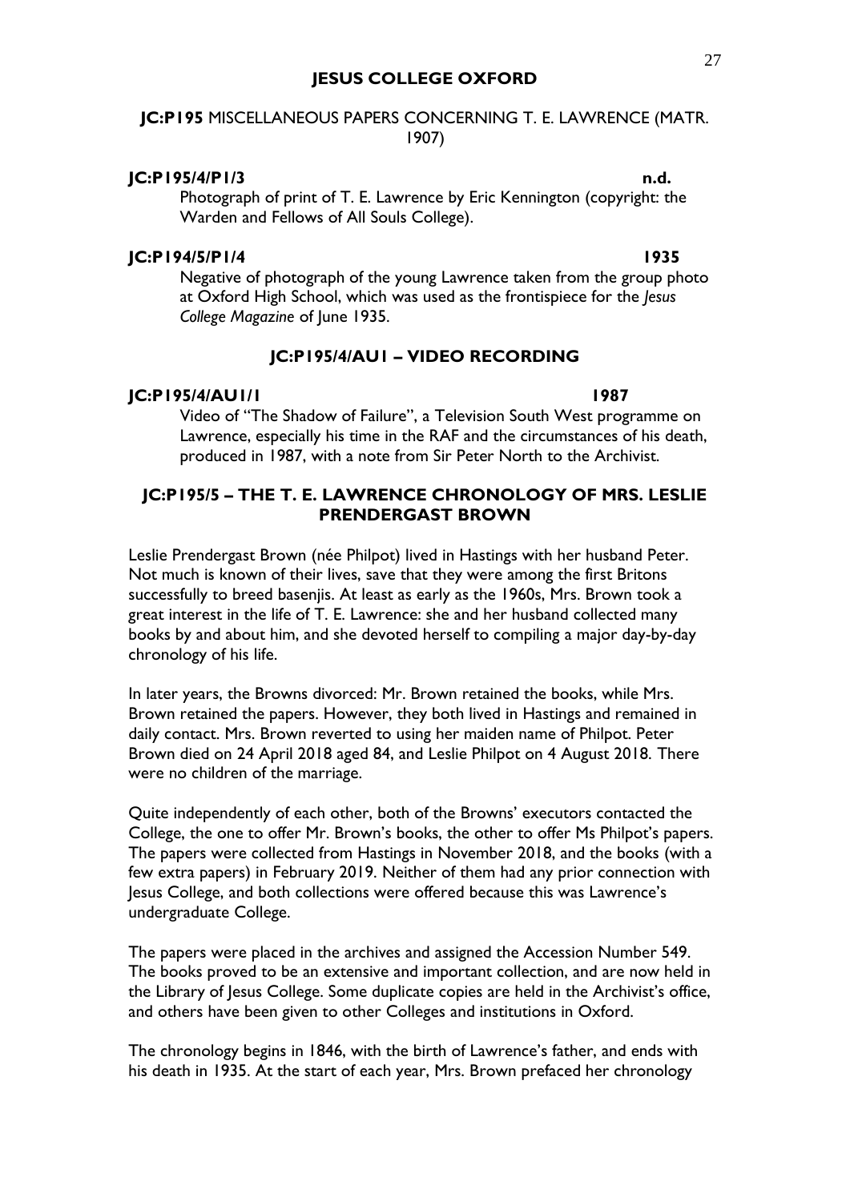**JESUS COLLEGE OXFORD**

**JC:P195** MISCELLANEOUS PAPERS CONCERNING T. E. LAWRENCE (MATR. 1907)

**JC:P195/4/P1/3** **n.d.**

Photograph of print of T. E. Lawrence by Eric Kennington (copyright: the Warden and Fellows of All Souls College).

**JC:P194/5/P1/4** **1935**

Negative of photograph of the young Lawrence taken from the group photo at Oxford High School, which was used as the frontispiece for the *Jesus College Magazine* of June 1935.

## JC:P195/4/AU1 – VIDEO RECORDING

**JC:P195/4/AU1/1** **1987**

Video of "The Shadow of Failure", a Television South West programme on Lawrence, especially his time in the RAF and the circumstances of his death, produced in 1987, with a note from Sir Peter North to the Archivist.

## JC:P195/5 – THE T. E. LAWRENCE CHRONOLOGY OF MRS. LESLIE PRENDERGAST BROWN

Leslie Prendergast Brown (née Philpot) lived in Hastings with her husband Peter. Not much is known of their lives, save that they were among the first Britons successfully to breed basenjis. At least as early as the 1960s, Mrs. Brown took a great interest in the life of T. E. Lawrence: she and her husband collected many books by and about him, and she devoted herself to compiling a major day-by-day chronology of his life.

In later years, the Browns divorced: Mr. Brown retained the books, while Mrs. Brown retained the papers. However, they both lived in Hastings and remained in daily contact. Mrs. Brown reverted to using her maiden name of Philpot. Peter Brown died on 24 April 2018 aged 84, and Leslie Philpot on 4 August 2018. There were no children of the marriage.

Quite independently of each other, both of the Browns' executors contacted the College, the one to offer Mr. Brown's books, the other to offer Ms Philpot's papers. The papers were collected from Hastings in November 2018, and the books (with a few extra papers) in February 2019. Neither of them had any prior connection with Jesus College, and both collections were offered because this was Lawrence's undergraduate College.

The papers were placed in the archives and assigned the Accession Number 549. The books proved to be an extensive and important collection, and are now held in the Library of Jesus College. Some duplicate copies are held in the Archivist's office, and others have been given to other Colleges and institutions in Oxford.

The chronology begins in 1846, with the birth of Lawrence's father, and ends with his death in 1935. At the start of each year, Mrs. Brown prefaced her chronology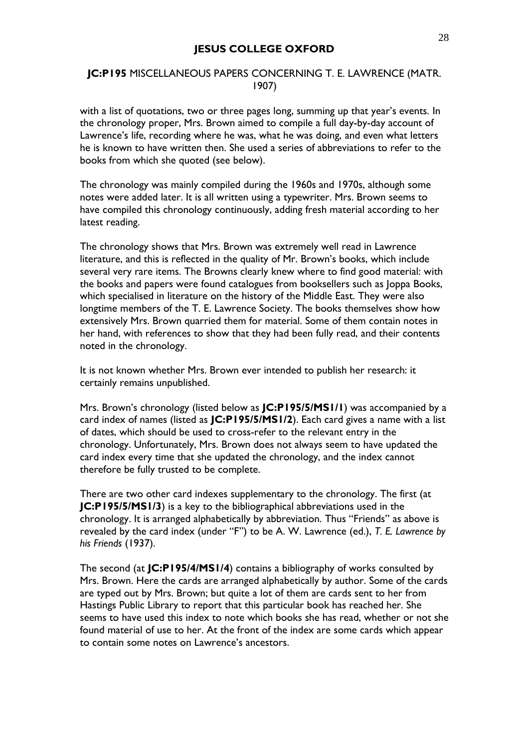with a list of quotations, two or three pages long, summing up that year's events. In the chronology proper, Mrs. Brown aimed to compile a full day-by-day account of Lawrence's life, recording where he was, what he was doing, and even what letters he is known to have written then. She used a series of abbreviations to refer to the books from which she quoted (see below).

The chronology was mainly compiled during the 1960s and 1970s, although some notes were added later. It is all written using a typewriter. Mrs. Brown seems to have compiled this chronology continuously, adding fresh material according to her latest reading.

The chronology shows that Mrs. Brown was extremely well read in Lawrence literature, and this is reflected in the quality of Mr. Brown's books, which include several very rare items. The Browns clearly knew where to find good material: with the books and papers were found catalogues from booksellers such as Joppa Books, which specialised in literature on the history of the Middle East. They were also longtime members of the T. E. Lawrence Society. The books themselves show how extensively Mrs. Brown quarried them for material. Some of them contain notes in her hand, with references to show that they had been fully read, and their contents noted in the chronology.

It is not known whether Mrs. Brown ever intended to publish her research: it certainly remains unpublished.

Mrs. Brown's chronology (listed below as **JC:P195/5/MS1/1**) was accompanied by a card index of names (listed as **JC:P195/5/MS1/2**). Each card gives a name with a list of dates, which should be used to cross-refer to the relevant entry in the chronology. Unfortunately, Mrs. Brown does not always seem to have updated the card index every time that she updated the chronology, and the index cannot therefore be fully trusted to be complete.

There are two other card indexes supplementary to the chronology. The first (at **JC:P195/5/MS1/3**) is a key to the bibliographical abbreviations used in the chronology. It is arranged alphabetically by abbreviation. Thus "Friends" as above is revealed by the card index (under "F") to be A. W. Lawrence (ed.), *T. E. Lawrence by his Friends* (1937).

The second (at **JC:P195/4/MS1/4**) contains a bibliography of works consulted by Mrs. Brown. Here the cards are arranged alphabetically by author. Some of the cards are typed out by Mrs. Brown; but quite a lot of them are cards sent to her from Hastings Public Library to report that this particular book has reached her. She seems to have used this index to note which books she has read, whether or not she found material of use to her. At the front of the index are some cards which appear to contain some notes on Lawrence's ancestors.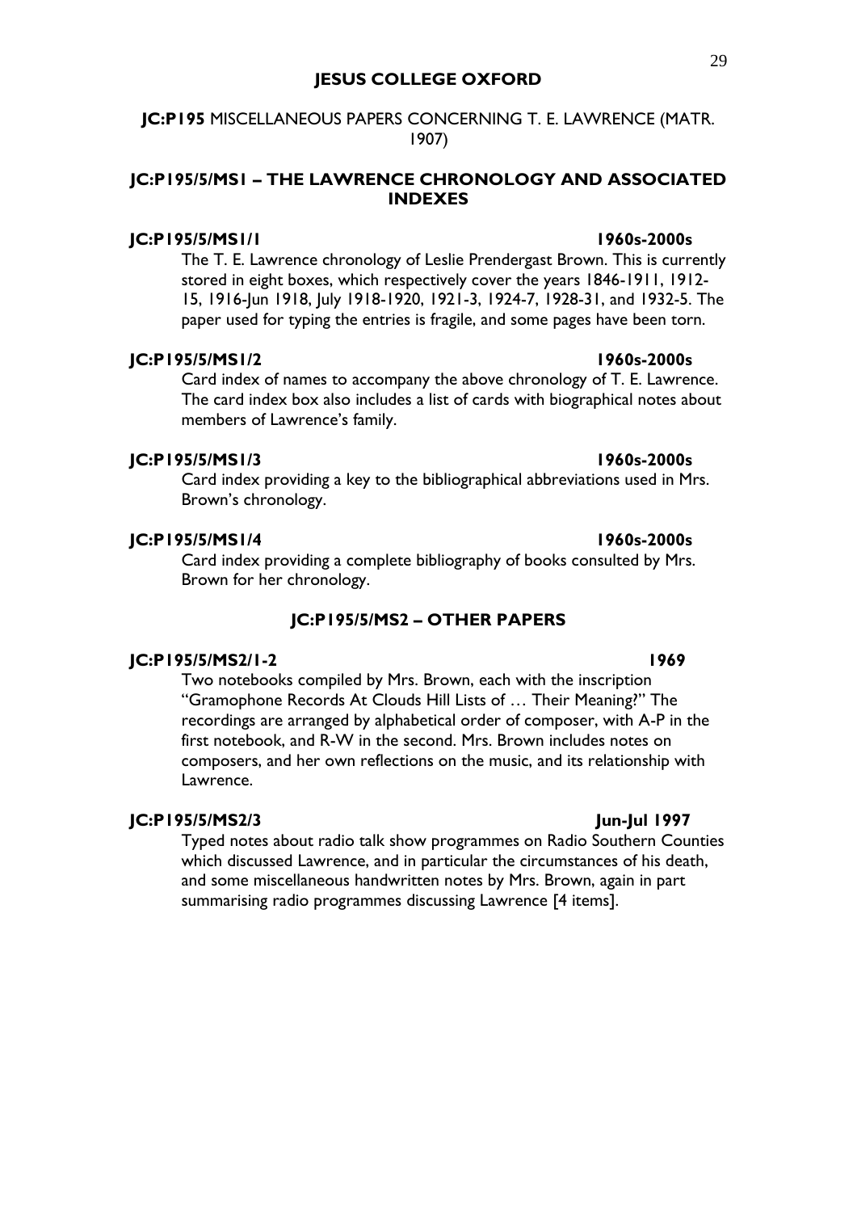**JESUS COLLEGE OXFORD**

**JC:P195** MISCELLANEOUS PAPERS CONCERNING T. E. LAWRENCE (MATR. 1907)

## JC:P195/5/MS1 – THE LAWRENCE CHRONOLOGY AND ASSOCIATED INDEXES

**JC:P195/5/MS1/1** **1960s-2000s**

The T. E. Lawrence chronology of Leslie Prendergast Brown. This is currently stored in eight boxes, which respectively cover the years 1846-1911, 1912-15, 1916-Jun 1918, July 1918-1920, 1921-3, 1924-7, 1928-31, and 1932-5. The paper used for typing the entries is fragile, and some pages have been torn.

**JC:P195/5/MS1/2** **1960s-2000s**

Card index of names to accompany the above chronology of T. E. Lawrence. The card index box also includes a list of cards with biographical notes about members of Lawrence's family.

**JC:P195/5/MS1/3** **1960s-2000s**

Card index providing a key to the bibliographical abbreviations used in Mrs. Brown's chronology.

**JC:P195/5/MS1/4** **1960s-2000s**

Card index providing a complete bibliography of books consulted by Mrs. Brown for her chronology.

## JC:P195/5/MS2 – OTHER PAPERS

**JC:P195/5/MS2/1-2** **1969**

Two notebooks compiled by Mrs. Brown, each with the inscription "Gramophone Records At Clouds Hill Lists of … Their Meaning?" The recordings are arranged by alphabetical order of composer, with A-P in the first notebook, and R-W in the second. Mrs. Brown includes notes on composers, and her own reflections on the music, and its relationship with Lawrence.

**JC:P195/5/MS2/3** **Jun-Jul 1997**

Typed notes about radio talk show programmes on Radio Southern Counties which discussed Lawrence, and in particular the circumstances of his death, and some miscellaneous handwritten notes by Mrs. Brown, again in part summarising radio programmes discussing Lawrence [4 items].